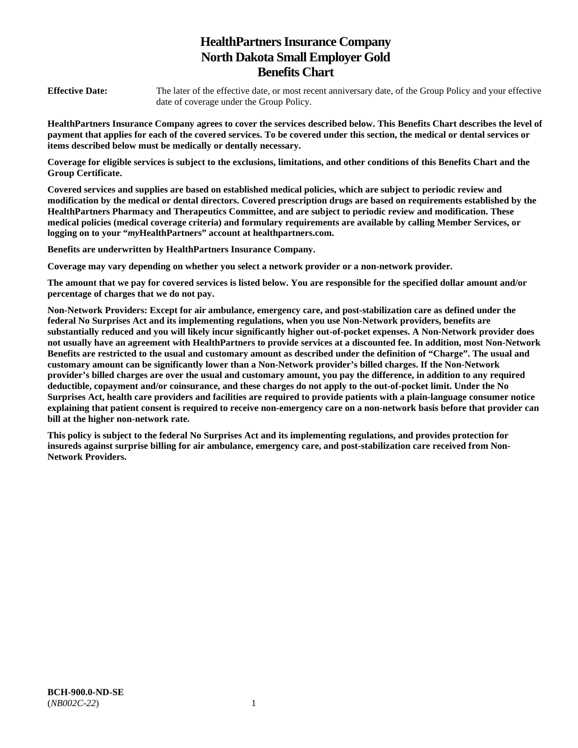# HealthPartners Insurance Company
# North Dakota Small Employer Gold
# Benefits Chart

**Effective Date:** The later of the effective date, or most recent anniversary date, of the Group Policy and your effective date of coverage under the Group Policy.

**HealthPartners Insurance Company agrees to cover the services described below. This Benefits Chart describes the level of payment that applies for each of the covered services. To be covered under this section, the medical or dental services or items described below must be medically or dentally necessary.**

**Coverage for eligible services is subject to the exclusions, limitations, and other conditions of this Benefits Chart and the Group Certificate.**

**Covered services and supplies are based on established medical policies, which are subject to periodic review and modification by the medical or dental directors. Covered prescription drugs are based on requirements established by the HealthPartners Pharmacy and Therapeutics Committee, and are subject to periodic review and modification. These medical policies (medical coverage criteria) and formulary requirements are available by calling Member Services, or logging on to your "*my*HealthPartners" account at healthpartners.com.**

**Benefits are underwritten by HealthPartners Insurance Company.**

**Coverage may vary depending on whether you select a network provider or a non-network provider.**

**The amount that we pay for covered services is listed below. You are responsible for the specified dollar amount and/or percentage of charges that we do not pay.**

**Non-Network Providers: Except for air ambulance, emergency care, and post-stabilization care as defined under the federal No Surprises Act and its implementing regulations, when you use Non-Network providers, benefits are substantially reduced and you will likely incur significantly higher out-of-pocket expenses. A Non-Network provider does not usually have an agreement with HealthPartners to provide services at a discounted fee. In addition, most Non-Network Benefits are restricted to the usual and customary amount as described under the definition of "Charge". The usual and customary amount can be significantly lower than a Non-Network provider's billed charges. If the Non-Network provider's billed charges are over the usual and customary amount, you pay the difference, in addition to any required deductible, copayment and/or coinsurance, and these charges do not apply to the out-of-pocket limit. Under the No Surprises Act, health care providers and facilities are required to provide patients with a plain-language consumer notice explaining that patient consent is required to receive non-emergency care on a non-network basis before that provider can bill at the higher non-network rate.**

**This policy is subject to the federal No Surprises Act and its implementing regulations, and provides protection for insureds against surprise billing for air ambulance, emergency care, and post-stabilization care received from Non-Network Providers.**

**BCH-900.0-ND-SE**
(*NB002C-22*)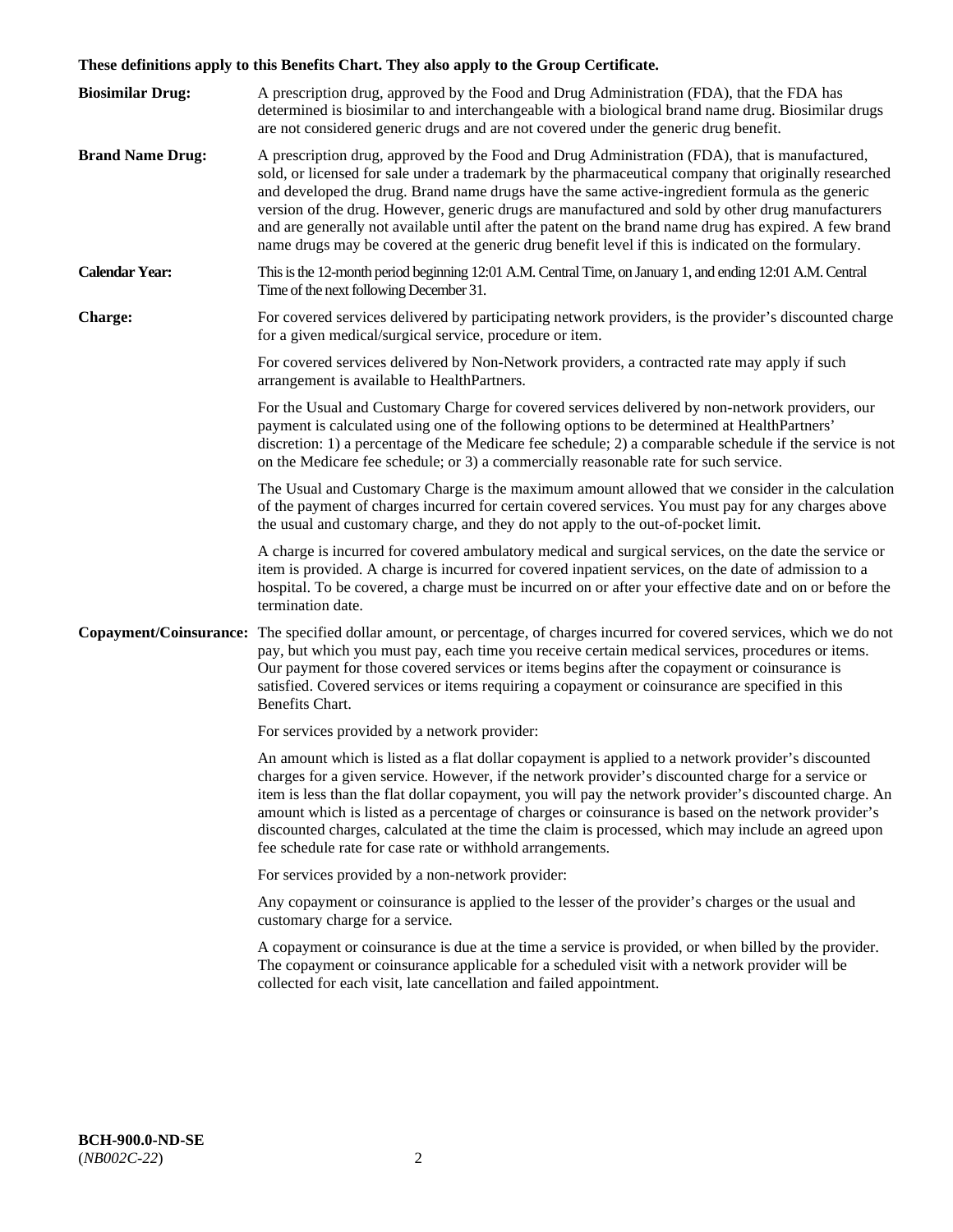**These definitions apply to this Benefits Chart. They also apply to the Group Certificate.**

**Biosimilar Drug:** A prescription drug, approved by the Food and Drug Administration (FDA), that the FDA has determined is biosimilar to and interchangeable with a biological brand name drug. Biosimilar drugs are not considered generic drugs and are not covered under the generic drug benefit.

**Brand Name Drug:** A prescription drug, approved by the Food and Drug Administration (FDA), that is manufactured, sold, or licensed for sale under a trademark by the pharmaceutical company that originally researched and developed the drug. Brand name drugs have the same active-ingredient formula as the generic version of the drug. However, generic drugs are manufactured and sold by other drug manufacturers and are generally not available until after the patent on the brand name drug has expired. A few brand name drugs may be covered at the generic drug benefit level if this is indicated on the formulary.

**Calendar Year:** This is the 12-month period beginning 12:01 A.M. Central Time, on January 1, and ending 12:01 A.M. Central Time of the next following December 31.

**Charge:** For covered services delivered by participating network providers, is the provider's discounted charge for a given medical/surgical service, procedure or item.

For covered services delivered by Non-Network providers, a contracted rate may apply if such arrangement is available to HealthPartners.

For the Usual and Customary Charge for covered services delivered by non-network providers, our payment is calculated using one of the following options to be determined at HealthPartners' discretion: 1) a percentage of the Medicare fee schedule; 2) a comparable schedule if the service is not on the Medicare fee schedule; or 3) a commercially reasonable rate for such service.

The Usual and Customary Charge is the maximum amount allowed that we consider in the calculation of the payment of charges incurred for certain covered services. You must pay for any charges above the usual and customary charge, and they do not apply to the out-of-pocket limit.

A charge is incurred for covered ambulatory medical and surgical services, on the date the service or item is provided. A charge is incurred for covered inpatient services, on the date of admission to a hospital. To be covered, a charge must be incurred on or after your effective date and on or before the termination date.

**Copayment/Coinsurance:** The specified dollar amount, or percentage, of charges incurred for covered services, which we do not pay, but which you must pay, each time you receive certain medical services, procedures or items. Our payment for those covered services or items begins after the copayment or coinsurance is satisfied. Covered services or items requiring a copayment or coinsurance are specified in this Benefits Chart.

For services provided by a network provider:

An amount which is listed as a flat dollar copayment is applied to a network provider's discounted charges for a given service. However, if the network provider's discounted charge for a service or item is less than the flat dollar copayment, you will pay the network provider's discounted charge. An amount which is listed as a percentage of charges or coinsurance is based on the network provider's discounted charges, calculated at the time the claim is processed, which may include an agreed upon fee schedule rate for case rate or withhold arrangements.

For services provided by a non-network provider:

Any copayment or coinsurance is applied to the lesser of the provider's charges or the usual and customary charge for a service.

A copayment or coinsurance is due at the time a service is provided, or when billed by the provider. The copayment or coinsurance applicable for a scheduled visit with a network provider will be collected for each visit, late cancellation and failed appointment.

**BCH-900.0-ND-SE**
(*NB002C-22*)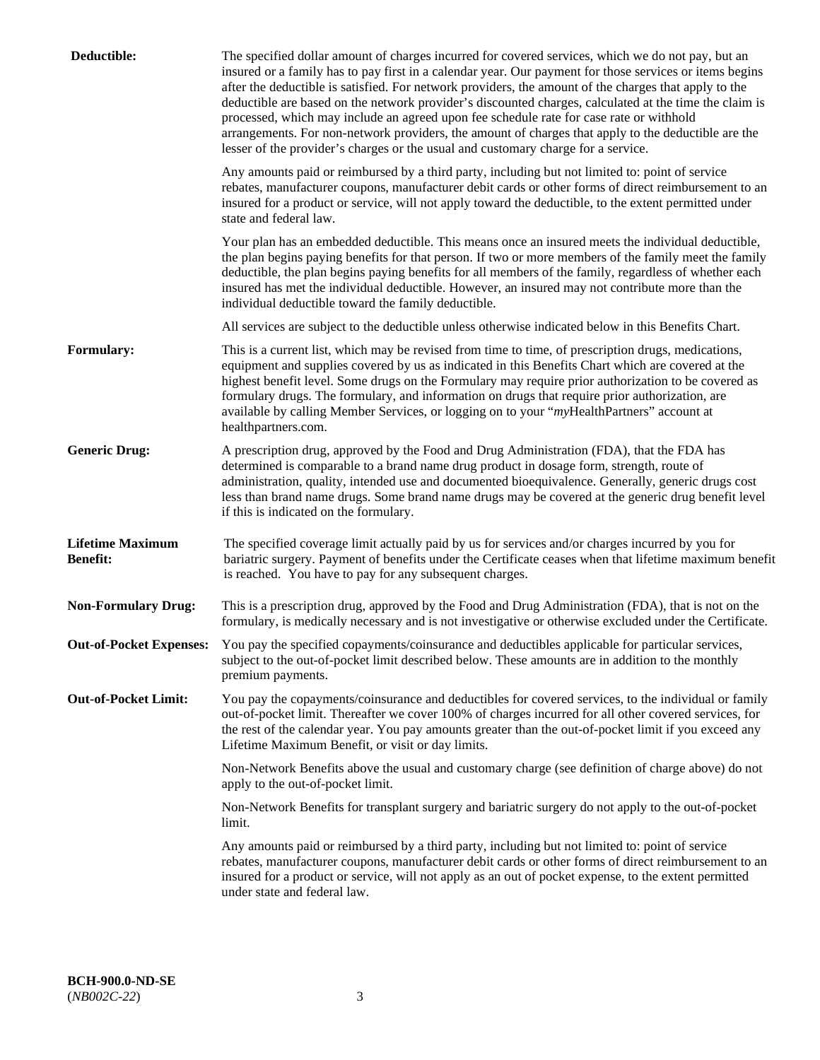**Deductible:** The specified dollar amount of charges incurred for covered services, which we do not pay, but an insured or a family has to pay first in a calendar year. Our payment for those services or items begins after the deductible is satisfied. For network providers, the amount of the charges that apply to the deductible are based on the network provider's discounted charges, calculated at the time the claim is processed, which may include an agreed upon fee schedule rate for case rate or withhold arrangements. For non-network providers, the amount of charges that apply to the deductible are the lesser of the provider's charges or the usual and customary charge for a service.

Any amounts paid or reimbursed by a third party, including but not limited to: point of service rebates, manufacturer coupons, manufacturer debit cards or other forms of direct reimbursement to an insured for a product or service, will not apply toward the deductible, to the extent permitted under state and federal law.

Your plan has an embedded deductible. This means once an insured meets the individual deductible, the plan begins paying benefits for that person. If two or more members of the family meet the family deductible, the plan begins paying benefits for all members of the family, regardless of whether each insured has met the individual deductible. However, an insured may not contribute more than the individual deductible toward the family deductible.

All services are subject to the deductible unless otherwise indicated below in this Benefits Chart.

**Formulary:** This is a current list, which may be revised from time to time, of prescription drugs, medications, equipment and supplies covered by us as indicated in this Benefits Chart which are covered at the highest benefit level. Some drugs on the Formulary may require prior authorization to be covered as formulary drugs. The formulary, and information on drugs that require prior authorization, are available by calling Member Services, or logging on to your "*my*HealthPartners" account at healthpartners.com.

**Generic Drug:** A prescription drug, approved by the Food and Drug Administration (FDA), that the FDA has determined is comparable to a brand name drug product in dosage form, strength, route of administration, quality, intended use and documented bioequivalence. Generally, generic drugs cost less than brand name drugs. Some brand name drugs may be covered at the generic drug benefit level if this is indicated on the formulary.

**Lifetime Maximum Benefit:** The specified coverage limit actually paid by us for services and/or charges incurred by you for bariatric surgery. Payment of benefits under the Certificate ceases when that lifetime maximum benefit is reached. You have to pay for any subsequent charges.

**Non-Formulary Drug:** This is a prescription drug, approved by the Food and Drug Administration (FDA), that is not on the formulary, is medically necessary and is not investigative or otherwise excluded under the Certificate.

**Out-of-Pocket Expenses:** You pay the specified copayments/coinsurance and deductibles applicable for particular services, subject to the out-of-pocket limit described below. These amounts are in addition to the monthly premium payments.

**Out-of-Pocket Limit:** You pay the copayments/coinsurance and deductibles for covered services, to the individual or family out-of-pocket limit. Thereafter we cover 100% of charges incurred for all other covered services, for the rest of the calendar year. You pay amounts greater than the out-of-pocket limit if you exceed any Lifetime Maximum Benefit, or visit or day limits.

Non-Network Benefits above the usual and customary charge (see definition of charge above) do not apply to the out-of-pocket limit.

Non-Network Benefits for transplant surgery and bariatric surgery do not apply to the out-of-pocket limit.

Any amounts paid or reimbursed by a third party, including but not limited to: point of service rebates, manufacturer coupons, manufacturer debit cards or other forms of direct reimbursement to an insured for a product or service, will not apply as an out of pocket expense, to the extent permitted under state and federal law.

**BCH-900.0-ND-SE**
(*NB002C-22*)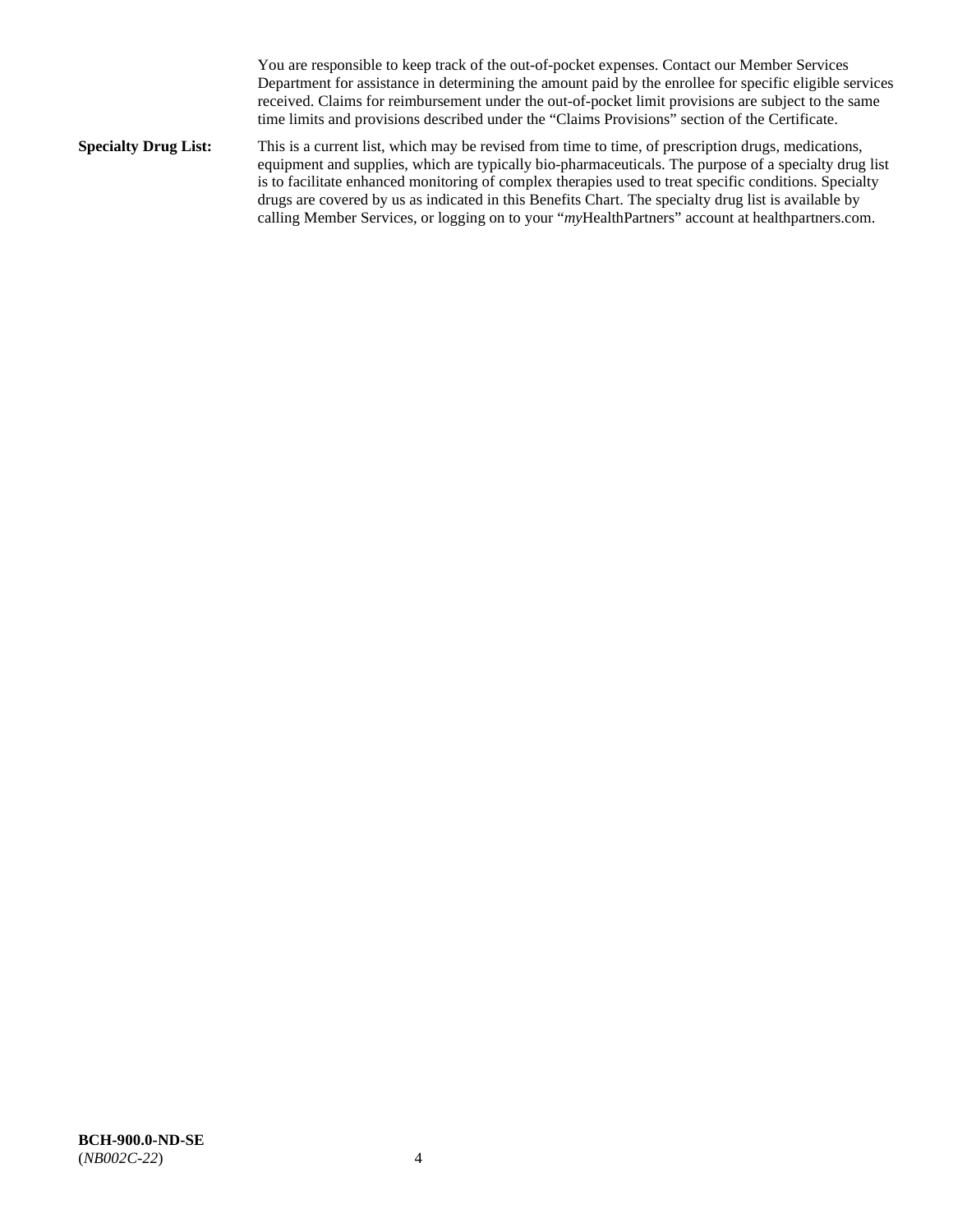You are responsible to keep track of the out-of-pocket expenses. Contact our Member Services Department for assistance in determining the amount paid by the enrollee for specific eligible services received. Claims for reimbursement under the out-of-pocket limit provisions are subject to the same time limits and provisions described under the "Claims Provisions" section of the Certificate.

**Specialty Drug List:** This is a current list, which may be revised from time to time, of prescription drugs, medications, equipment and supplies, which are typically bio-pharmaceuticals. The purpose of a specialty drug list is to facilitate enhanced monitoring of complex therapies used to treat specific conditions. Specialty drugs are covered by us as indicated in this Benefits Chart. The specialty drug list is available by calling Member Services, or logging on to your "*my*HealthPartners" account at healthpartners.com.

**BCH-900.0-ND-SE**
(*NB002C-22*)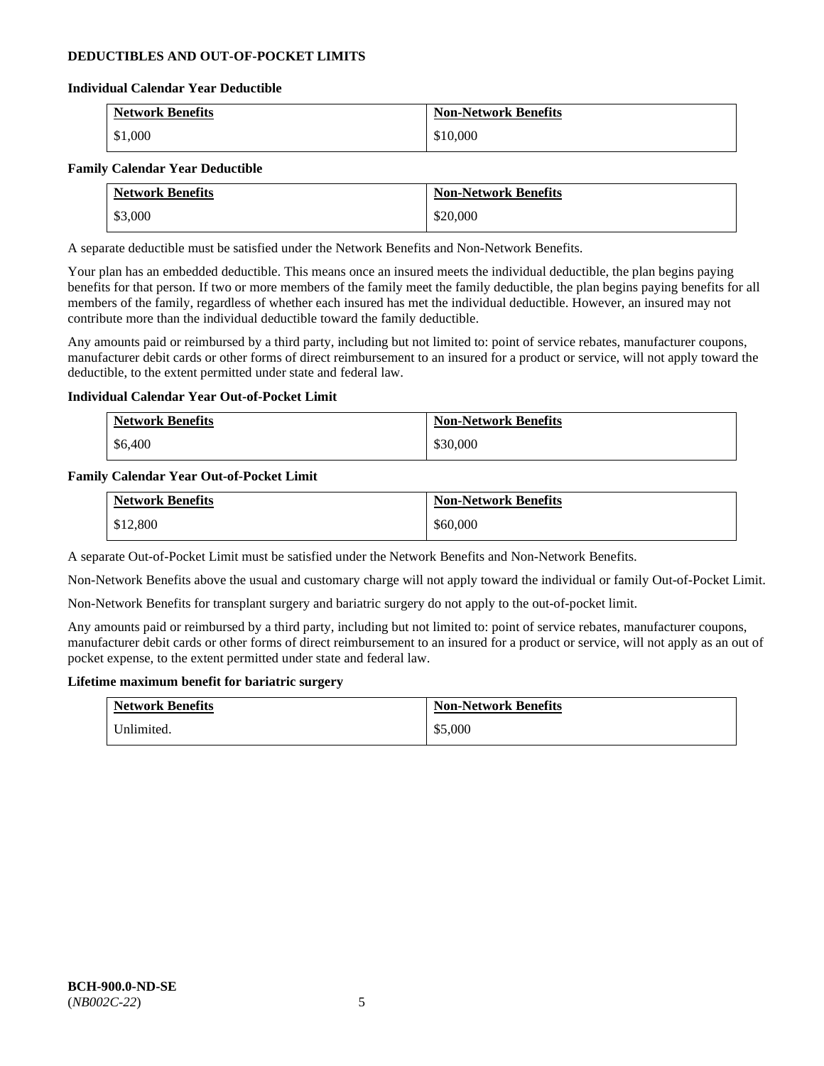## DEDUCTIBLES AND OUT-OF-POCKET LIMITS

### Individual Calendar Year Deductible

| Network Benefits | Non-Network Benefits |
|---|---|
| $1,000 | $10,000 |

### Family Calendar Year Deductible

| Network Benefits | Non-Network Benefits |
|---|---|
| $3,000 | $20,000 |

A separate deductible must be satisfied under the Network Benefits and Non-Network Benefits.

Your plan has an embedded deductible. This means once an insured meets the individual deductible, the plan begins paying benefits for that person. If two or more members of the family meet the family deductible, the plan begins paying benefits for all members of the family, regardless of whether each insured has met the individual deductible. However, an insured may not contribute more than the individual deductible toward the family deductible.

Any amounts paid or reimbursed by a third party, including but not limited to: point of service rebates, manufacturer coupons, manufacturer debit cards or other forms of direct reimbursement to an insured for a product or service, will not apply toward the deductible, to the extent permitted under state and federal law.

### Individual Calendar Year Out-of-Pocket Limit

| Network Benefits | Non-Network Benefits |
|---|---|
| $6,400 | $30,000 |

### Family Calendar Year Out-of-Pocket Limit

| Network Benefits | Non-Network Benefits |
|---|---|
| $12,800 | $60,000 |

A separate Out-of-Pocket Limit must be satisfied under the Network Benefits and Non-Network Benefits.

Non-Network Benefits above the usual and customary charge will not apply toward the individual or family Out-of-Pocket Limit.

Non-Network Benefits for transplant surgery and bariatric surgery do not apply to the out-of-pocket limit.

Any amounts paid or reimbursed by a third party, including but not limited to: point of service rebates, manufacturer coupons, manufacturer debit cards or other forms of direct reimbursement to an insured for a product or service, will not apply as an out of pocket expense, to the extent permitted under state and federal law.

### Lifetime maximum benefit for bariatric surgery

| Network Benefits | Non-Network Benefits |
|---|---|
| Unlimited. | $5,000 |

**BCH-900.0-ND-SE**
(*NB002C-22*)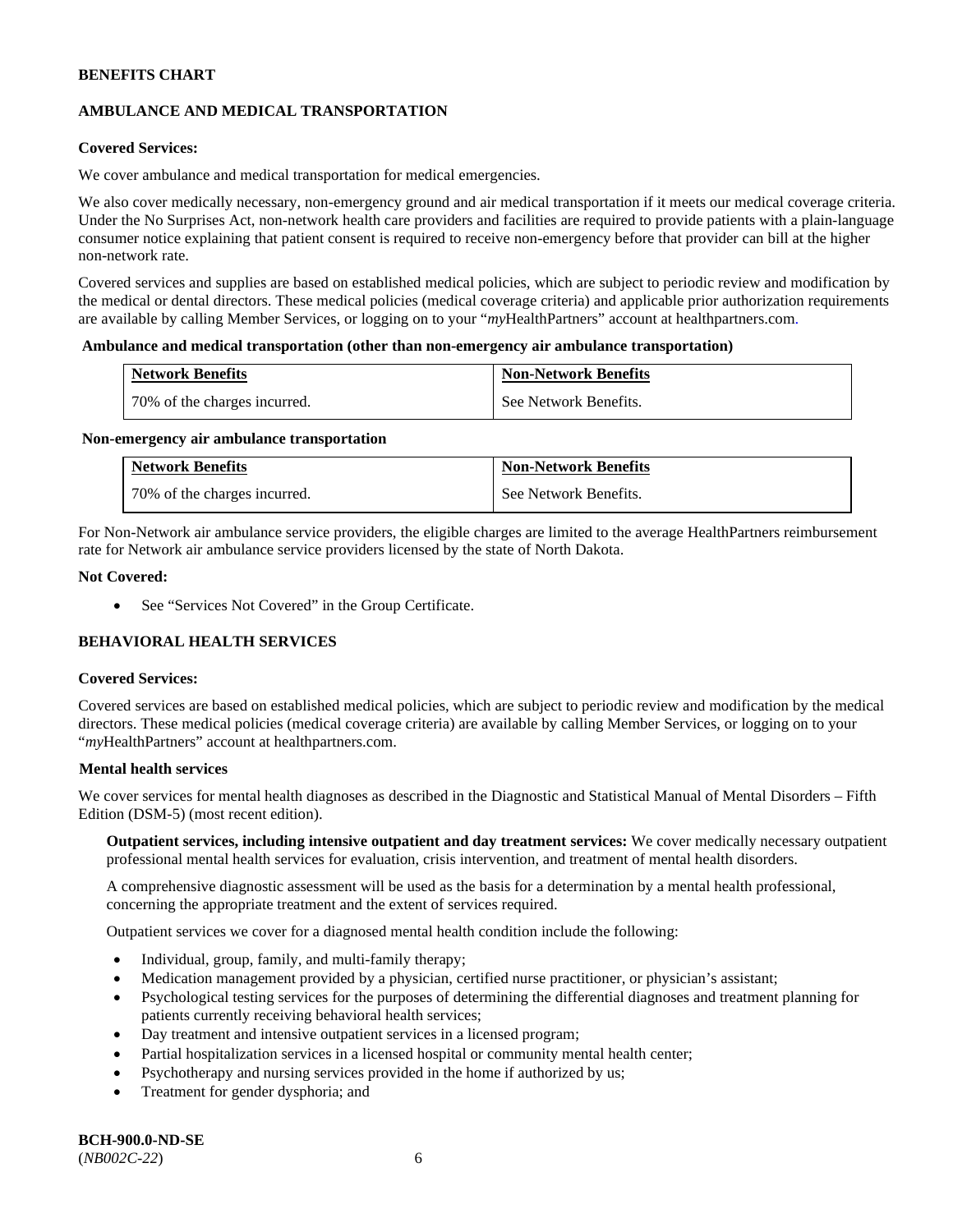## BENEFITS CHART

### AMBULANCE AND MEDICAL TRANSPORTATION

**Covered Services:**

We cover ambulance and medical transportation for medical emergencies.

We also cover medically necessary, non-emergency ground and air medical transportation if it meets our medical coverage criteria. Under the No Surprises Act, non-network health care providers and facilities are required to provide patients with a plain-language consumer notice explaining that patient consent is required to receive non-emergency before that provider can bill at the higher non-network rate.

Covered services and supplies are based on established medical policies, which are subject to periodic review and modification by the medical or dental directors. These medical policies (medical coverage criteria) and applicable prior authorization requirements are available by calling Member Services, or logging on to your "*my*HealthPartners" account at healthpartners.com.

**Ambulance and medical transportation (other than non-emergency air ambulance transportation)**

| Network Benefits | Non-Network Benefits |
|---|---|
| 70% of the charges incurred. | See Network Benefits. |

**Non-emergency air ambulance transportation**

| Network Benefits | Non-Network Benefits |
|---|---|
| 70% of the charges incurred. | See Network Benefits. |

For Non-Network air ambulance service providers, the eligible charges are limited to the average HealthPartners reimbursement rate for Network air ambulance service providers licensed by the state of North Dakota.

**Not Covered:**

- See "Services Not Covered" in the Group Certificate.

### BEHAVIORAL HEALTH SERVICES

**Covered Services:**

Covered services are based on established medical policies, which are subject to periodic review and modification by the medical directors. These medical policies (medical coverage criteria) are available by calling Member Services, or logging on to your "*my*HealthPartners" account at healthpartners.com.

**Mental health services**

We cover services for mental health diagnoses as described in the Diagnostic and Statistical Manual of Mental Disorders – Fifth Edition (DSM-5) (most recent edition).

**Outpatient services, including intensive outpatient and day treatment services:** We cover medically necessary outpatient professional mental health services for evaluation, crisis intervention, and treatment of mental health disorders.

A comprehensive diagnostic assessment will be used as the basis for a determination by a mental health professional, concerning the appropriate treatment and the extent of services required.

Outpatient services we cover for a diagnosed mental health condition include the following:

- Individual, group, family, and multi-family therapy;
- Medication management provided by a physician, certified nurse practitioner, or physician's assistant;
- Psychological testing services for the purposes of determining the differential diagnoses and treatment planning for patients currently receiving behavioral health services;
- Day treatment and intensive outpatient services in a licensed program;
- Partial hospitalization services in a licensed hospital or community mental health center;
- Psychotherapy and nursing services provided in the home if authorized by us;
- Treatment for gender dysphoria; and

**BCH-900.0-ND-SE**
(*NB002C-22*)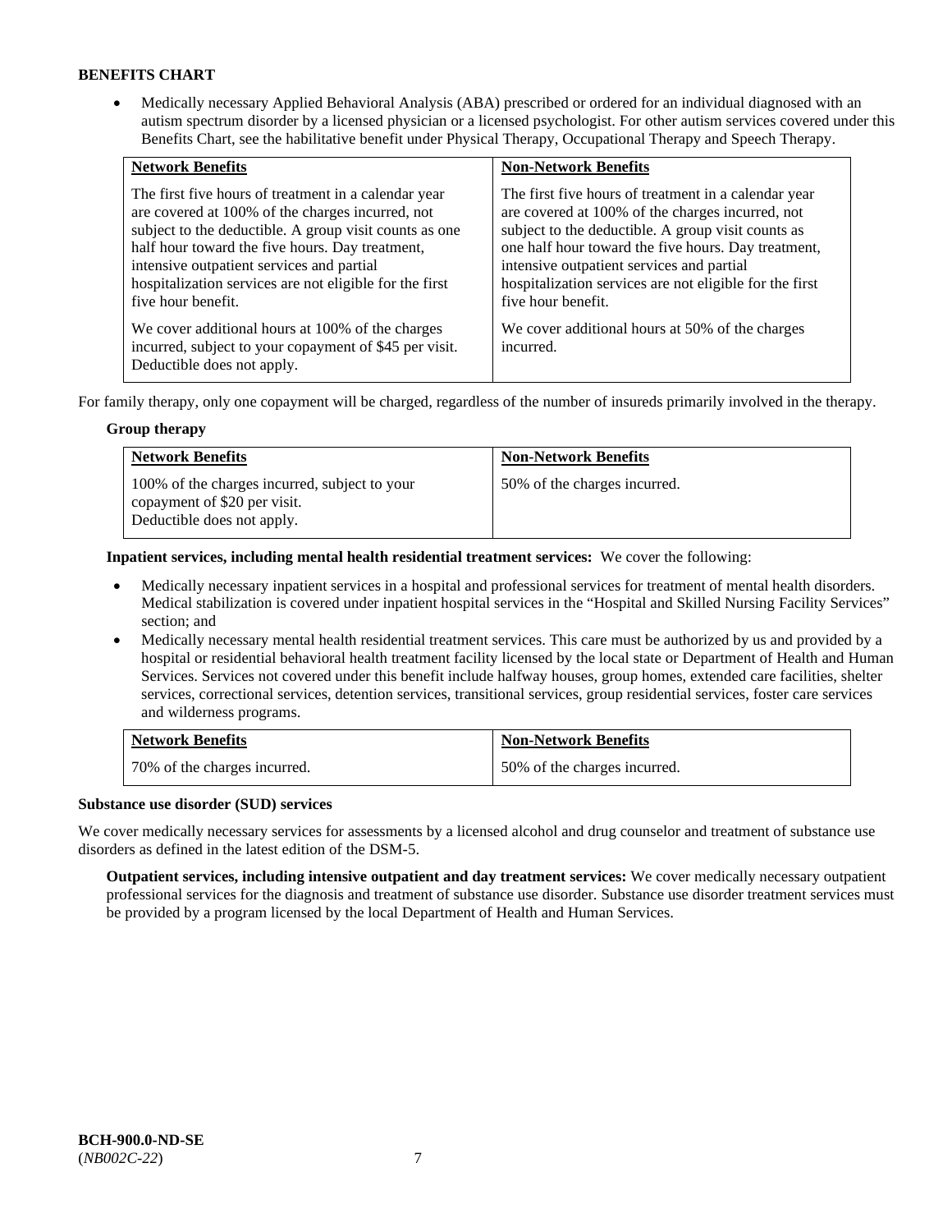**BENEFITS CHART**

- Medically necessary Applied Behavioral Analysis (ABA) prescribed or ordered for an individual diagnosed with an autism spectrum disorder by a licensed physician or a licensed psychologist. For other autism services covered under this Benefits Chart, see the habilitative benefit under Physical Therapy, Occupational Therapy and Speech Therapy.

| Network Benefits | Non-Network Benefits |
|---|---|
| The first five hours of treatment in a calendar year are covered at 100% of the charges incurred, not subject to the deductible. A group visit counts as one half hour toward the five hours. Day treatment, intensive outpatient services and partial hospitalization services are not eligible for the first five hour benefit.<br><br>We cover additional hours at 100% of the charges incurred, subject to your copayment of $45 per visit. Deductible does not apply. | The first five hours of treatment in a calendar year are covered at 100% of the charges incurred, not subject to the deductible. A group visit counts as one half hour toward the five hours. Day treatment, intensive outpatient services and partial hospitalization services are not eligible for the first five hour benefit.<br><br>We cover additional hours at 50% of the charges incurred. |

For family therapy, only one copayment will be charged, regardless of the number of insureds primarily involved in the therapy.

**Group therapy**

| Network Benefits | Non-Network Benefits |
|---|---|
| 100% of the charges incurred, subject to your copayment of $20 per visit. Deductible does not apply. | 50% of the charges incurred. |

**Inpatient services, including mental health residential treatment services:** We cover the following:

- Medically necessary inpatient services in a hospital and professional services for treatment of mental health disorders. Medical stabilization is covered under inpatient hospital services in the "Hospital and Skilled Nursing Facility Services" section; and
- Medically necessary mental health residential treatment services. This care must be authorized by us and provided by a hospital or residential behavioral health treatment facility licensed by the local state or Department of Health and Human Services. Services not covered under this benefit include halfway houses, group homes, extended care facilities, shelter services, correctional services, detention services, transitional services, group residential services, foster care services and wilderness programs.

| Network Benefits | Non-Network Benefits |
|---|---|
| 70% of the charges incurred. | 50% of the charges incurred. |

**Substance use disorder (SUD) services**

We cover medically necessary services for assessments by a licensed alcohol and drug counselor and treatment of substance use disorders as defined in the latest edition of the DSM-5.

**Outpatient services, including intensive outpatient and day treatment services:** We cover medically necessary outpatient professional services for the diagnosis and treatment of substance use disorder. Substance use disorder treatment services must be provided by a program licensed by the local Department of Health and Human Services.

**BCH-900.0-ND-SE**
(*NB002C-22*)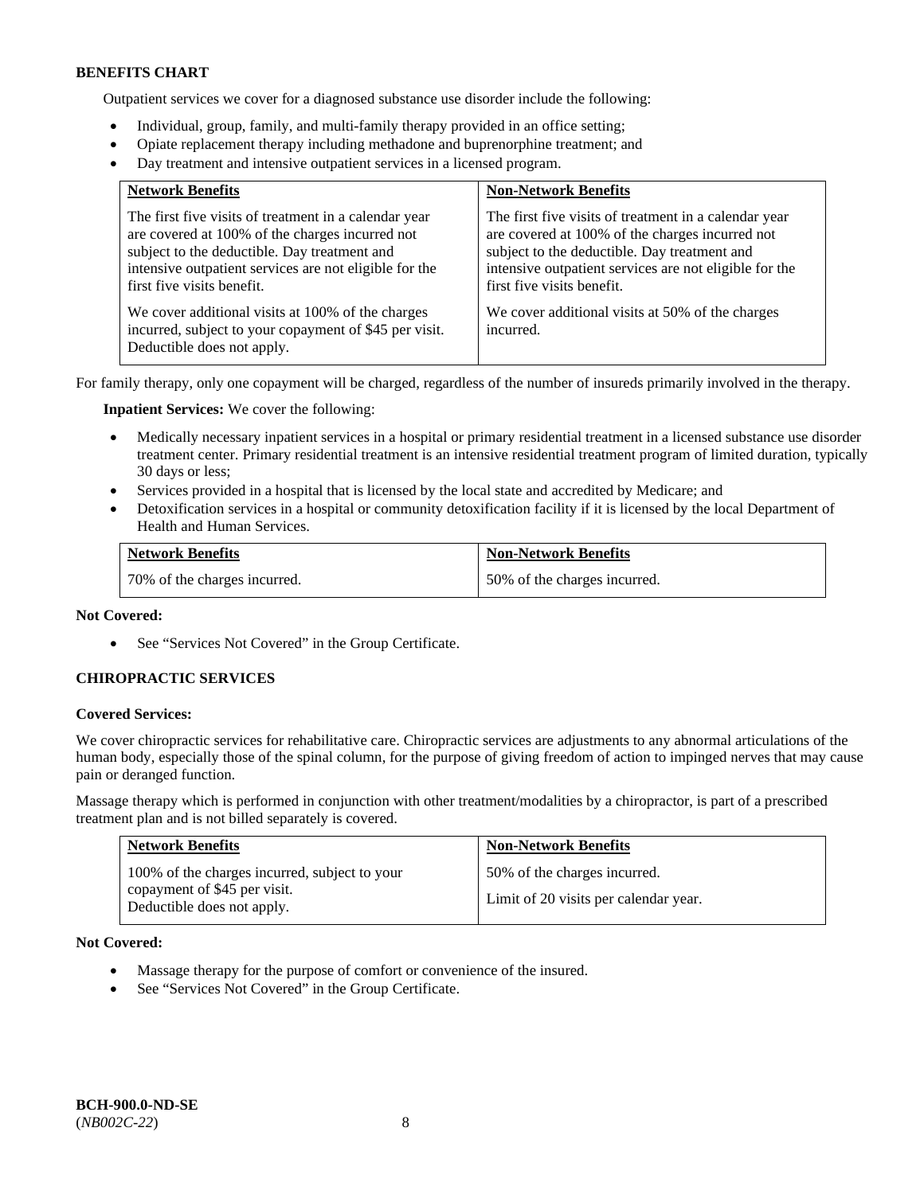**BENEFITS CHART**

Outpatient services we cover for a diagnosed substance use disorder include the following:

- Individual, group, family, and multi-family therapy provided in an office setting;
- Opiate replacement therapy including methadone and buprenorphine treatment; and
- Day treatment and intensive outpatient services in a licensed program.

| Network Benefits | Non-Network Benefits |
|---|---|
| The first five visits of treatment in a calendar year are covered at 100% of the charges incurred not subject to the deductible. Day treatment and intensive outpatient services are not eligible for the first five visits benefit.<br><br>We cover additional visits at 100% of the charges incurred, subject to your copayment of $45 per visit. Deductible does not apply. | The first five visits of treatment in a calendar year are covered at 100% of the charges incurred not subject to the deductible. Day treatment and intensive outpatient services are not eligible for the first five visits benefit.<br><br>We cover additional visits at 50% of the charges incurred. |

For family therapy, only one copayment will be charged, regardless of the number of insureds primarily involved in the therapy.

**Inpatient Services:** We cover the following:

- Medically necessary inpatient services in a hospital or primary residential treatment in a licensed substance use disorder treatment center. Primary residential treatment is an intensive residential treatment program of limited duration, typically 30 days or less;
- Services provided in a hospital that is licensed by the local state and accredited by Medicare; and
- Detoxification services in a hospital or community detoxification facility if it is licensed by the local Department of Health and Human Services.

| Network Benefits | Non-Network Benefits |
|---|---|
| 70% of the charges incurred. | 50% of the charges incurred. |

**Not Covered:**

- See "Services Not Covered" in the Group Certificate.

**CHIROPRACTIC SERVICES**

**Covered Services:**

We cover chiropractic services for rehabilitative care. Chiropractic services are adjustments to any abnormal articulations of the human body, especially those of the spinal column, for the purpose of giving freedom of action to impinged nerves that may cause pain or deranged function.

Massage therapy which is performed in conjunction with other treatment/modalities by a chiropractor, is part of a prescribed treatment plan and is not billed separately is covered.

| Network Benefits | Non-Network Benefits |
|---|---|
| 100% of the charges incurred, subject to your copayment of $45 per visit. Deductible does not apply. | 50% of the charges incurred.<br><br>Limit of 20 visits per calendar year. |

**Not Covered:**

- Massage therapy for the purpose of comfort or convenience of the insured.
- See "Services Not Covered" in the Group Certificate.

**BCH-900.0-ND-SE**
(*NB002C-22*)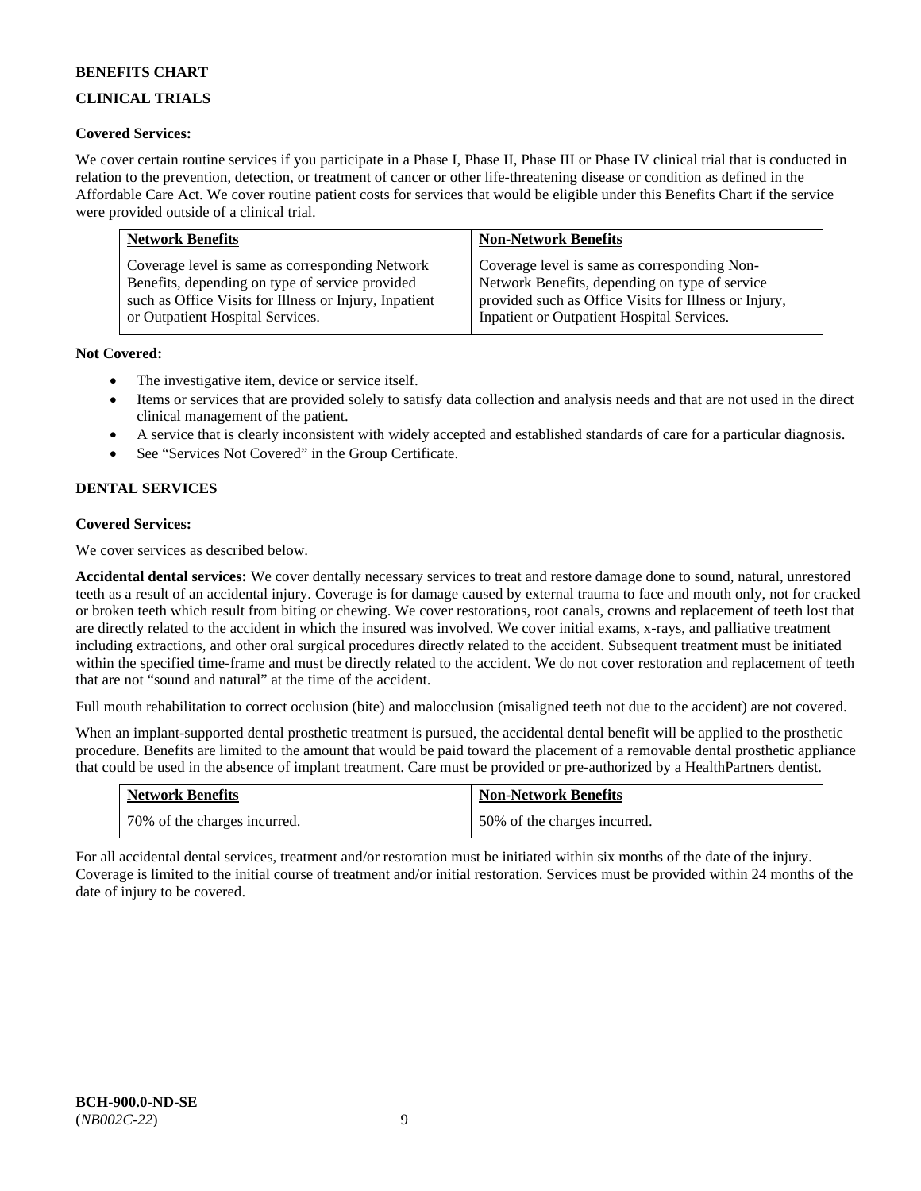**BENEFITS CHART**

**CLINICAL TRIALS**

**Covered Services:**

We cover certain routine services if you participate in a Phase I, Phase II, Phase III or Phase IV clinical trial that is conducted in relation to the prevention, detection, or treatment of cancer or other life-threatening disease or condition as defined in the Affordable Care Act. We cover routine patient costs for services that would be eligible under this Benefits Chart if the service were provided outside of a clinical trial.

| Network Benefits | Non-Network Benefits |
| --- | --- |
| Coverage level is same as corresponding Network Benefits, depending on type of service provided such as Office Visits for Illness or Injury, Inpatient or Outpatient Hospital Services. | Coverage level is same as corresponding Non-Network Benefits, depending on type of service provided such as Office Visits for Illness or Injury, Inpatient or Outpatient Hospital Services. |

**Not Covered:**

- The investigative item, device or service itself.
- Items or services that are provided solely to satisfy data collection and analysis needs and that are not used in the direct clinical management of the patient.
- A service that is clearly inconsistent with widely accepted and established standards of care for a particular diagnosis.
- See "Services Not Covered" in the Group Certificate.

**DENTAL SERVICES**

**Covered Services:**

We cover services as described below.

**Accidental dental services:** We cover dentally necessary services to treat and restore damage done to sound, natural, unrestored teeth as a result of an accidental injury. Coverage is for damage caused by external trauma to face and mouth only, not for cracked or broken teeth which result from biting or chewing. We cover restorations, root canals, crowns and replacement of teeth lost that are directly related to the accident in which the insured was involved. We cover initial exams, x-rays, and palliative treatment including extractions, and other oral surgical procedures directly related to the accident. Subsequent treatment must be initiated within the specified time-frame and must be directly related to the accident. We do not cover restoration and replacement of teeth that are not "sound and natural" at the time of the accident.

Full mouth rehabilitation to correct occlusion (bite) and malocclusion (misaligned teeth not due to the accident) are not covered.

When an implant-supported dental prosthetic treatment is pursued, the accidental dental benefit will be applied to the prosthetic procedure. Benefits are limited to the amount that would be paid toward the placement of a removable dental prosthetic appliance that could be used in the absence of implant treatment. Care must be provided or pre-authorized by a HealthPartners dentist.

| Network Benefits | Non-Network Benefits |
| --- | --- |
| 70% of the charges incurred. | 50% of the charges incurred. |

For all accidental dental services, treatment and/or restoration must be initiated within six months of the date of the injury. Coverage is limited to the initial course of treatment and/or initial restoration. Services must be provided within 24 months of the date of injury to be covered.

**BCH-900.0-ND-SE**
(*NB002C-22*)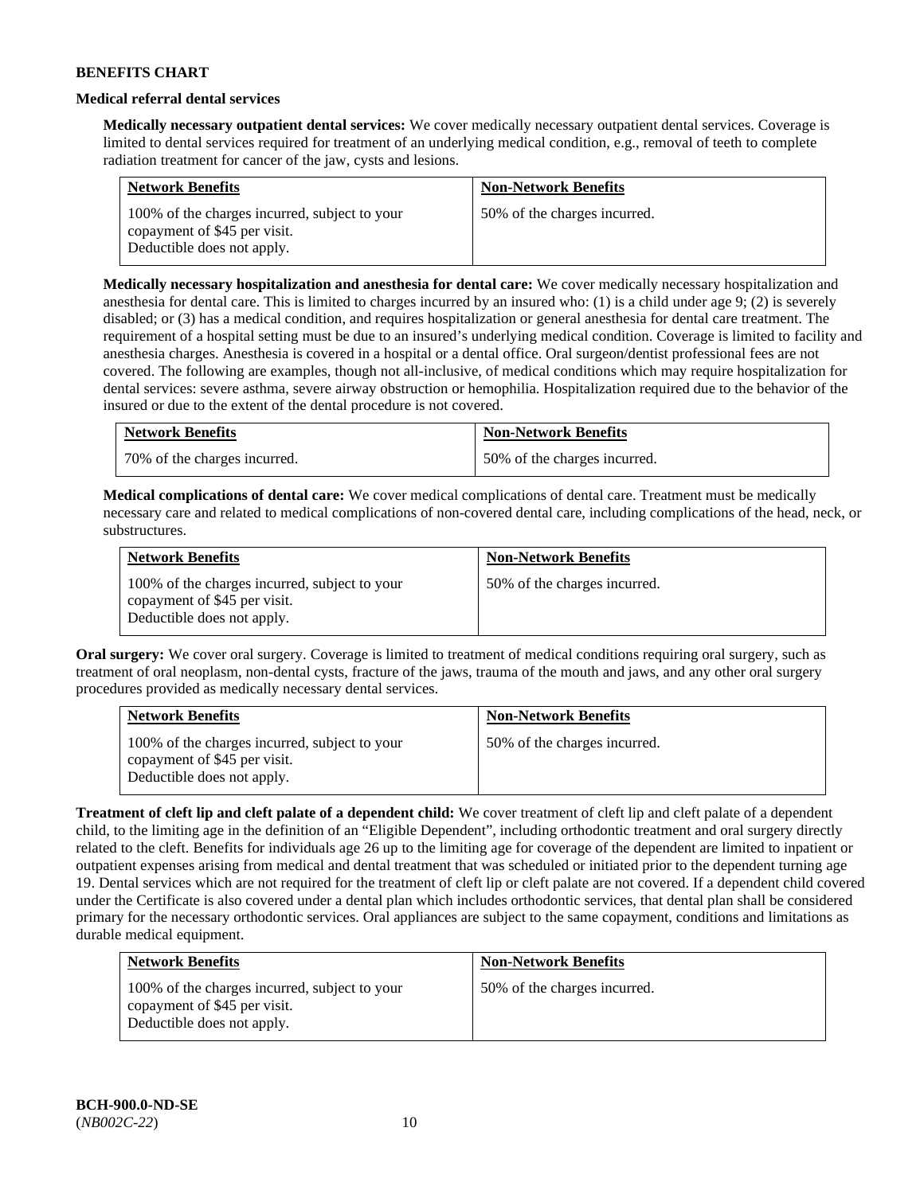**BENEFITS CHART**

**Medical referral dental services**

**Medically necessary outpatient dental services:** We cover medically necessary outpatient dental services. Coverage is limited to dental services required for treatment of an underlying medical condition, e.g., removal of teeth to complete radiation treatment for cancer of the jaw, cysts and lesions.

| Network Benefits | Non-Network Benefits |
|---|---|
| 100% of the charges incurred, subject to your copayment of $45 per visit. Deductible does not apply. | 50% of the charges incurred. |

**Medically necessary hospitalization and anesthesia for dental care:** We cover medically necessary hospitalization and anesthesia for dental care. This is limited to charges incurred by an insured who: (1) is a child under age 9; (2) is severely disabled; or (3) has a medical condition, and requires hospitalization or general anesthesia for dental care treatment. The requirement of a hospital setting must be due to an insured's underlying medical condition. Coverage is limited to facility and anesthesia charges. Anesthesia is covered in a hospital or a dental office. Oral surgeon/dentist professional fees are not covered. The following are examples, though not all-inclusive, of medical conditions which may require hospitalization for dental services: severe asthma, severe airway obstruction or hemophilia. Hospitalization required due to the behavior of the insured or due to the extent of the dental procedure is not covered.

| Network Benefits | Non-Network Benefits |
|---|---|
| 70% of the charges incurred. | 50% of the charges incurred. |

**Medical complications of dental care:** We cover medical complications of dental care. Treatment must be medically necessary care and related to medical complications of non-covered dental care, including complications of the head, neck, or substructures.

| Network Benefits | Non-Network Benefits |
|---|---|
| 100% of the charges incurred, subject to your copayment of $45 per visit. Deductible does not apply. | 50% of the charges incurred. |

**Oral surgery:** We cover oral surgery. Coverage is limited to treatment of medical conditions requiring oral surgery, such as treatment of oral neoplasm, non-dental cysts, fracture of the jaws, trauma of the mouth and jaws, and any other oral surgery procedures provided as medically necessary dental services.

| Network Benefits | Non-Network Benefits |
|---|---|
| 100% of the charges incurred, subject to your copayment of $45 per visit. Deductible does not apply. | 50% of the charges incurred. |

**Treatment of cleft lip and cleft palate of a dependent child:** We cover treatment of cleft lip and cleft palate of a dependent child, to the limiting age in the definition of an "Eligible Dependent", including orthodontic treatment and oral surgery directly related to the cleft. Benefits for individuals age 26 up to the limiting age for coverage of the dependent are limited to inpatient or outpatient expenses arising from medical and dental treatment that was scheduled or initiated prior to the dependent turning age 19. Dental services which are not required for the treatment of cleft lip or cleft palate are not covered. If a dependent child covered under the Certificate is also covered under a dental plan which includes orthodontic services, that dental plan shall be considered primary for the necessary orthodontic services. Oral appliances are subject to the same copayment, conditions and limitations as durable medical equipment.

| Network Benefits | Non-Network Benefits |
|---|---|
| 100% of the charges incurred, subject to your copayment of $45 per visit. Deductible does not apply. | 50% of the charges incurred. |

**BCH-900.0-ND-SE**
(*NB002C-22*)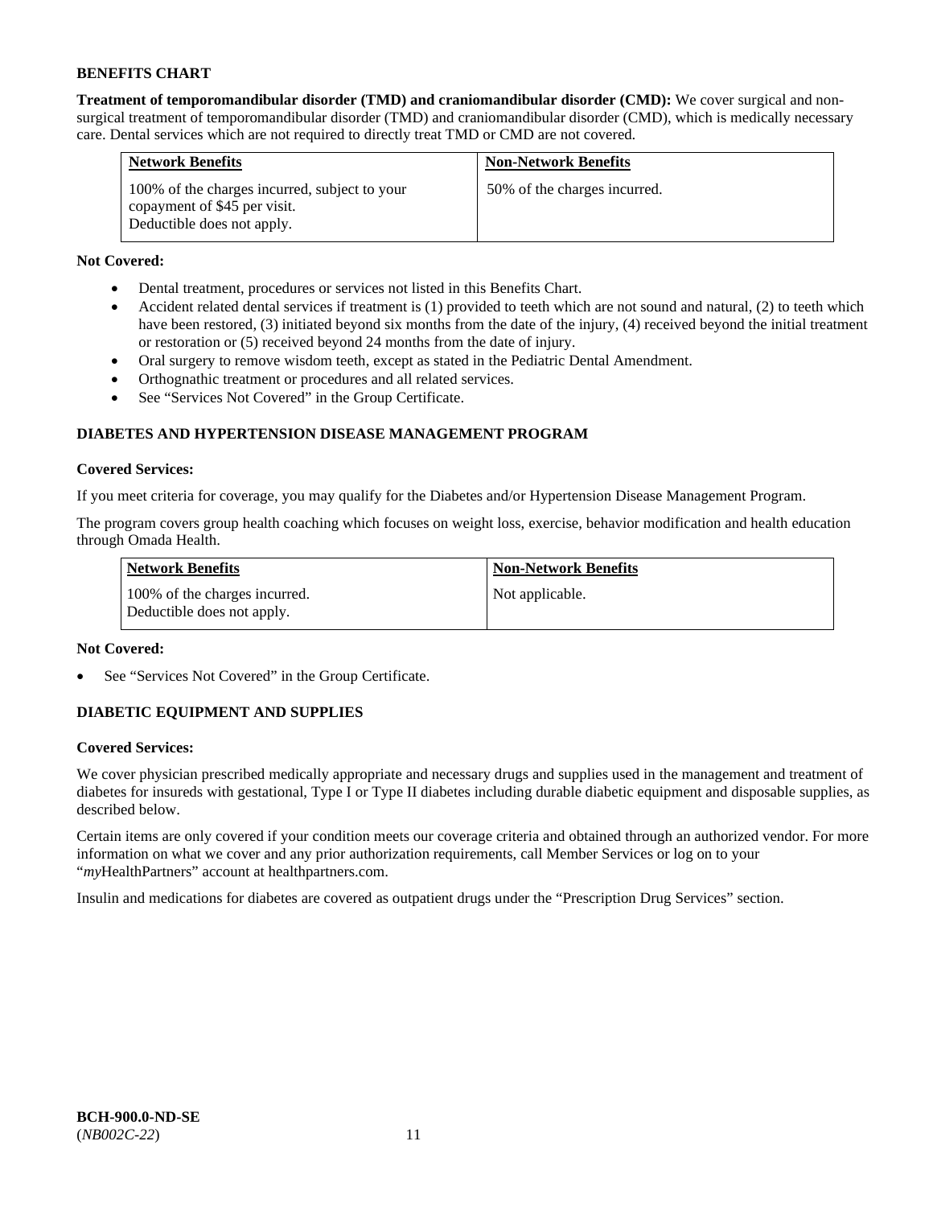**BENEFITS CHART**

**Treatment of temporomandibular disorder (TMD) and craniomandibular disorder (CMD):** We cover surgical and non-surgical treatment of temporomandibular disorder (TMD) and craniomandibular disorder (CMD), which is medically necessary care. Dental services which are not required to directly treat TMD or CMD are not covered.

| Network Benefits | Non-Network Benefits |
|---|---|
| 100% of the charges incurred, subject to your copayment of $45 per visit. Deductible does not apply. | 50% of the charges incurred. |

**Not Covered:**

- Dental treatment, procedures or services not listed in this Benefits Chart.
- Accident related dental services if treatment is (1) provided to teeth which are not sound and natural, (2) to teeth which have been restored, (3) initiated beyond six months from the date of the injury, (4) received beyond the initial treatment or restoration or (5) received beyond 24 months from the date of injury.
- Oral surgery to remove wisdom teeth, except as stated in the Pediatric Dental Amendment.
- Orthognathic treatment or procedures and all related services.
- See "Services Not Covered" in the Group Certificate.

## DIABETES AND HYPERTENSION DISEASE MANAGEMENT PROGRAM

**Covered Services:**

If you meet criteria for coverage, you may qualify for the Diabetes and/or Hypertension Disease Management Program.

The program covers group health coaching which focuses on weight loss, exercise, behavior modification and health education through Omada Health.

| Network Benefits | Non-Network Benefits |
|---|---|
| 100% of the charges incurred. Deductible does not apply. | Not applicable. |

**Not Covered:**

- See "Services Not Covered" in the Group Certificate.

## DIABETIC EQUIPMENT AND SUPPLIES

**Covered Services:**

We cover physician prescribed medically appropriate and necessary drugs and supplies used in the management and treatment of diabetes for insureds with gestational, Type I or Type II diabetes including durable diabetic equipment and disposable supplies, as described below.

Certain items are only covered if your condition meets our coverage criteria and obtained through an authorized vendor. For more information on what we cover and any prior authorization requirements, call Member Services or log on to your "*my*HealthPartners" account at healthpartners.com.

Insulin and medications for diabetes are covered as outpatient drugs under the "Prescription Drug Services" section.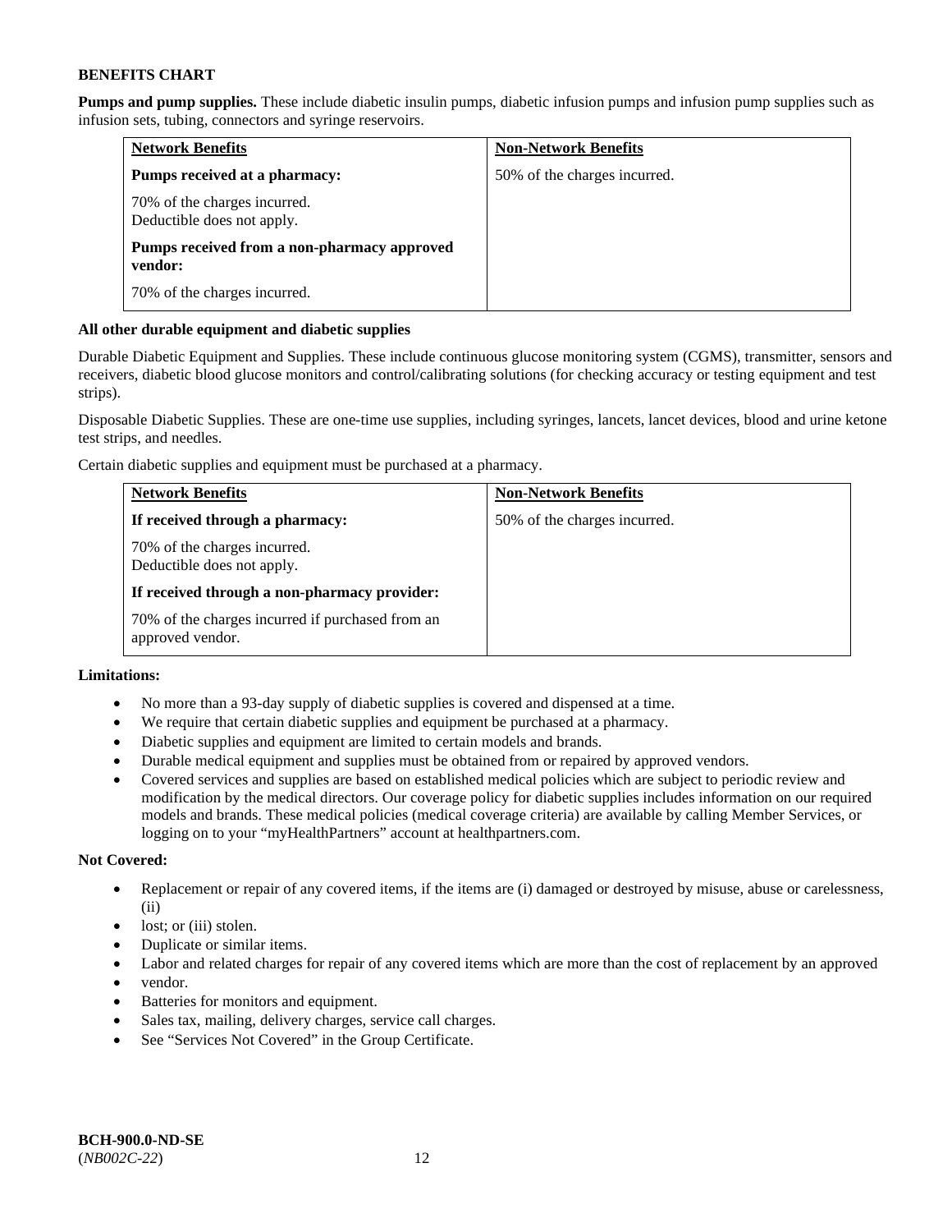**BENEFITS CHART**

**Pumps and pump supplies.** These include diabetic insulin pumps, diabetic infusion pumps and infusion pump supplies such as infusion sets, tubing, connectors and syringe reservoirs.

| Network Benefits | Non-Network Benefits |
|---|---|
| **Pumps received at a pharmacy:**<br><br>70% of the charges incurred.<br>Deductible does not apply.<br><br>**Pumps received from a non-pharmacy approved vendor:**<br><br>70% of the charges incurred. | 50% of the charges incurred. |

**All other durable equipment and diabetic supplies**

Durable Diabetic Equipment and Supplies. These include continuous glucose monitoring system (CGMS), transmitter, sensors and receivers, diabetic blood glucose monitors and control/calibrating solutions (for checking accuracy or testing equipment and test strips).

Disposable Diabetic Supplies. These are one-time use supplies, including syringes, lancets, lancet devices, blood and urine ketone test strips, and needles.

Certain diabetic supplies and equipment must be purchased at a pharmacy.

| Network Benefits | Non-Network Benefits |
|---|---|
| **If received through a pharmacy:**<br><br>70% of the charges incurred.<br>Deductible does not apply.<br><br>**If received through a non-pharmacy provider:**<br><br>70% of the charges incurred if purchased from an approved vendor. | 50% of the charges incurred. |

**Limitations:**

- No more than a 93-day supply of diabetic supplies is covered and dispensed at a time.
- We require that certain diabetic supplies and equipment be purchased at a pharmacy.
- Diabetic supplies and equipment are limited to certain models and brands.
- Durable medical equipment and supplies must be obtained from or repaired by approved vendors.
- Covered services and supplies are based on established medical policies which are subject to periodic review and modification by the medical directors. Our coverage policy for diabetic supplies includes information on our required models and brands. These medical policies (medical coverage criteria) are available by calling Member Services, or logging on to your "myHealthPartners" account at healthpartners.com.

**Not Covered:**

- Replacement or repair of any covered items, if the items are (i) damaged or destroyed by misuse, abuse or carelessness, (ii)
- lost; or (iii) stolen.
- Duplicate or similar items.
- Labor and related charges for repair of any covered items which are more than the cost of replacement by an approved
- vendor.
- Batteries for monitors and equipment.
- Sales tax, mailing, delivery charges, service call charges.
- See "Services Not Covered" in the Group Certificate.

**BCH-900.0-ND-SE**
(*NB002C-22*)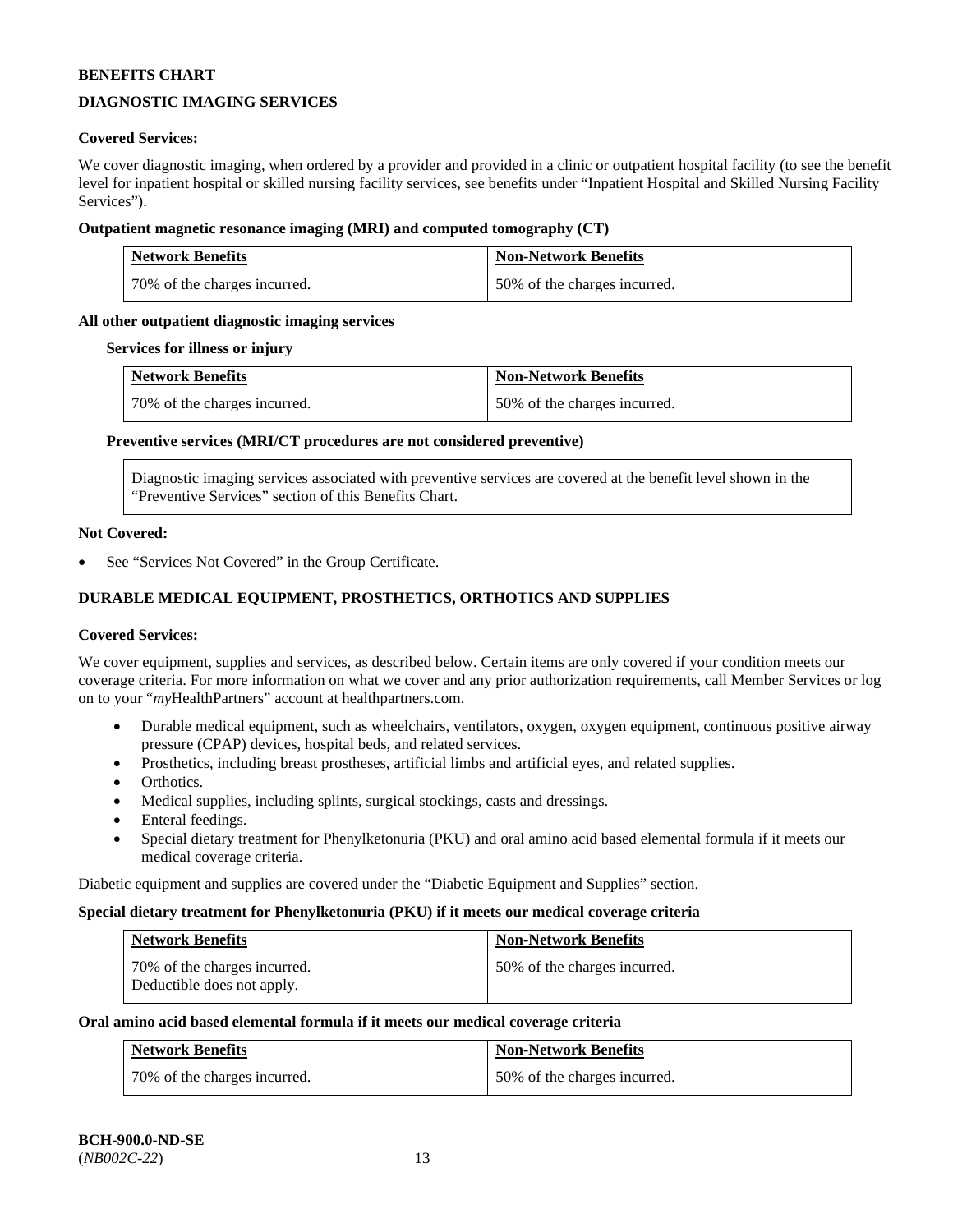**BENEFITS CHART**

**DIAGNOSTIC IMAGING SERVICES**

**Covered Services:**

We cover diagnostic imaging, when ordered by a provider and provided in a clinic or outpatient hospital facility (to see the benefit level for inpatient hospital or skilled nursing facility services, see benefits under "Inpatient Hospital and Skilled Nursing Facility Services").

**Outpatient magnetic resonance imaging (MRI) and computed tomography (CT)**

| Network Benefits | Non-Network Benefits |
|---|---|
| 70% of the charges incurred. | 50% of the charges incurred. |

**All other outpatient diagnostic imaging services**

**Services for illness or injury**

| Network Benefits | Non-Network Benefits |
|---|---|
| 70% of the charges incurred. | 50% of the charges incurred. |

**Preventive services (MRI/CT procedures are not considered preventive)**

| Diagnostic imaging services associated with preventive services are covered at the benefit level shown in the "Preventive Services" section of this Benefits Chart. |
|---|

**Not Covered:**

- See "Services Not Covered" in the Group Certificate.

**DURABLE MEDICAL EQUIPMENT, PROSTHETICS, ORTHOTICS AND SUPPLIES**

**Covered Services:**

We cover equipment, supplies and services, as described below. Certain items are only covered if your condition meets our coverage criteria. For more information on what we cover and any prior authorization requirements, call Member Services or log on to your "*my*HealthPartners" account at healthpartners.com.

- Durable medical equipment, such as wheelchairs, ventilators, oxygen, oxygen equipment, continuous positive airway pressure (CPAP) devices, hospital beds, and related services.
- Prosthetics, including breast prostheses, artificial limbs and artificial eyes, and related supplies.
- Orthotics.
- Medical supplies, including splints, surgical stockings, casts and dressings.
- Enteral feedings.
- Special dietary treatment for Phenylketonuria (PKU) and oral amino acid based elemental formula if it meets our medical coverage criteria.

Diabetic equipment and supplies are covered under the "Diabetic Equipment and Supplies" section.

**Special dietary treatment for Phenylketonuria (PKU) if it meets our medical coverage criteria**

| Network Benefits | Non-Network Benefits |
|---|---|
| 70% of the charges incurred. Deductible does not apply. | 50% of the charges incurred. |

**Oral amino acid based elemental formula if it meets our medical coverage criteria**

| Network Benefits | Non-Network Benefits |
|---|---|
| 70% of the charges incurred. | 50% of the charges incurred. |

**BCH-900.0-ND-SE**
(*NB002C-22*)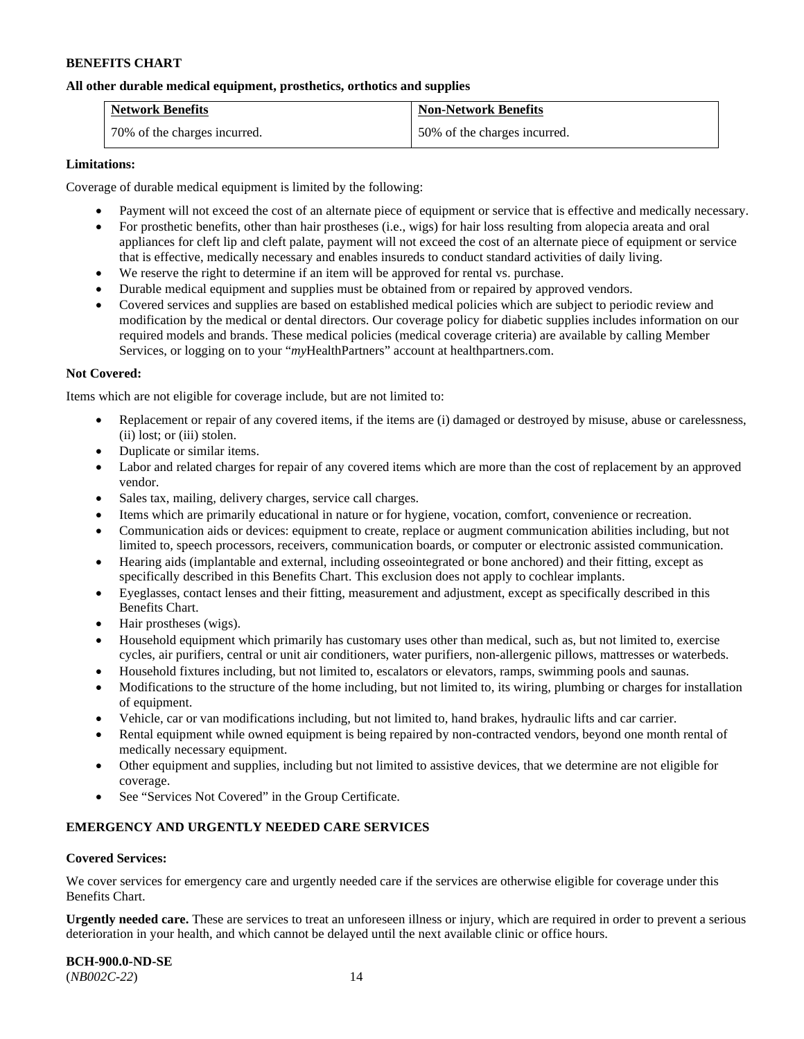**BENEFITS CHART**

**All other durable medical equipment, prosthetics, orthotics and supplies**

| Network Benefits | Non-Network Benefits |
|---|---|
| 70% of the charges incurred. | 50% of the charges incurred. |

**Limitations:**

Coverage of durable medical equipment is limited by the following:

- Payment will not exceed the cost of an alternate piece of equipment or service that is effective and medically necessary.
- For prosthetic benefits, other than hair prostheses (i.e., wigs) for hair loss resulting from alopecia areata and oral appliances for cleft lip and cleft palate, payment will not exceed the cost of an alternate piece of equipment or service that is effective, medically necessary and enables insureds to conduct standard activities of daily living.
- We reserve the right to determine if an item will be approved for rental vs. purchase.
- Durable medical equipment and supplies must be obtained from or repaired by approved vendors.
- Covered services and supplies are based on established medical policies which are subject to periodic review and modification by the medical or dental directors. Our coverage policy for diabetic supplies includes information on our required models and brands. These medical policies (medical coverage criteria) are available by calling Member Services, or logging on to your "*my*HealthPartners" account at healthpartners.com.

**Not Covered:**

Items which are not eligible for coverage include, but are not limited to:

- Replacement or repair of any covered items, if the items are (i) damaged or destroyed by misuse, abuse or carelessness, (ii) lost; or (iii) stolen.
- Duplicate or similar items.
- Labor and related charges for repair of any covered items which are more than the cost of replacement by an approved vendor.
- Sales tax, mailing, delivery charges, service call charges.
- Items which are primarily educational in nature or for hygiene, vocation, comfort, convenience or recreation.
- Communication aids or devices: equipment to create, replace or augment communication abilities including, but not limited to, speech processors, receivers, communication boards, or computer or electronic assisted communication.
- Hearing aids (implantable and external, including osseointegrated or bone anchored) and their fitting, except as specifically described in this Benefits Chart. This exclusion does not apply to cochlear implants.
- Eyeglasses, contact lenses and their fitting, measurement and adjustment, except as specifically described in this Benefits Chart.
- Hair prostheses (wigs).
- Household equipment which primarily has customary uses other than medical, such as, but not limited to, exercise cycles, air purifiers, central or unit air conditioners, water purifiers, non-allergenic pillows, mattresses or waterbeds.
- Household fixtures including, but not limited to, escalators or elevators, ramps, swimming pools and saunas.
- Modifications to the structure of the home including, but not limited to, its wiring, plumbing or charges for installation of equipment.
- Vehicle, car or van modifications including, but not limited to, hand brakes, hydraulic lifts and car carrier.
- Rental equipment while owned equipment is being repaired by non-contracted vendors, beyond one month rental of medically necessary equipment.
- Other equipment and supplies, including but not limited to assistive devices, that we determine are not eligible for coverage.
- See "Services Not Covered" in the Group Certificate.

**EMERGENCY AND URGENTLY NEEDED CARE SERVICES**

**Covered Services:**

We cover services for emergency care and urgently needed care if the services are otherwise eligible for coverage under this Benefits Chart.

**Urgently needed care.** These are services to treat an unforeseen illness or injury, which are required in order to prevent a serious deterioration in your health, and which cannot be delayed until the next available clinic or office hours.

**BCH-900.0-ND-SE**
(*NB002C-22*)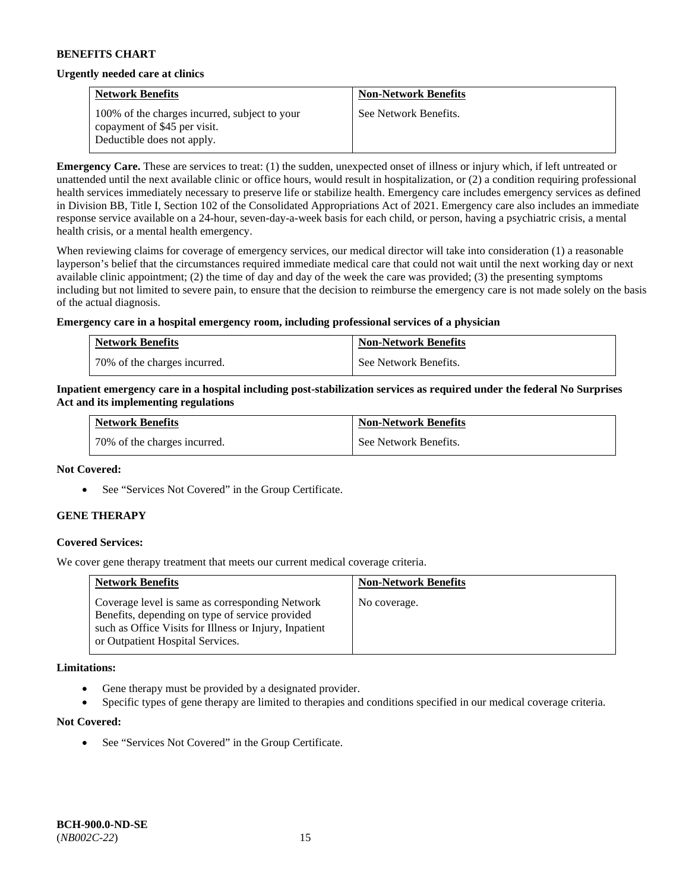**BENEFITS CHART**

**Urgently needed care at clinics**

| **Network Benefits** | **Non-Network Benefits** |
|---|---|
| 100% of the charges incurred, subject to your copayment of $45 per visit. Deductible does not apply. | See Network Benefits. |

**Emergency Care.** These are services to treat: (1) the sudden, unexpected onset of illness or injury which, if left untreated or unattended until the next available clinic or office hours, would result in hospitalization, or (2) a condition requiring professional health services immediately necessary to preserve life or stabilize health. Emergency care includes emergency services as defined in Division BB, Title I, Section 102 of the Consolidated Appropriations Act of 2021. Emergency care also includes an immediate response service available on a 24-hour, seven-day-a-week basis for each child, or person, having a psychiatric crisis, a mental health crisis, or a mental health emergency.

When reviewing claims for coverage of emergency services, our medical director will take into consideration (1) a reasonable layperson's belief that the circumstances required immediate medical care that could not wait until the next working day or next available clinic appointment; (2) the time of day and day of the week the care was provided; (3) the presenting symptoms including but not limited to severe pain, to ensure that the decision to reimburse the emergency care is not made solely on the basis of the actual diagnosis.

**Emergency care in a hospital emergency room, including professional services of a physician**

| **Network Benefits** | **Non-Network Benefits** |
|---|---|
| 70% of the charges incurred. | See Network Benefits. |

**Inpatient emergency care in a hospital including post-stabilization services as required under the federal No Surprises Act and its implementing regulations**

| **Network Benefits** | **Non-Network Benefits** |
|---|---|
| 70% of the charges incurred. | See Network Benefits. |

**Not Covered:**

- See "Services Not Covered" in the Group Certificate.

**GENE THERAPY**

**Covered Services:**

We cover gene therapy treatment that meets our current medical coverage criteria.

| **Network Benefits** | **Non-Network Benefits** |
|---|---|
| Coverage level is same as corresponding Network Benefits, depending on type of service provided such as Office Visits for Illness or Injury, Inpatient or Outpatient Hospital Services. | No coverage. |

**Limitations:**

- Gene therapy must be provided by a designated provider.
- Specific types of gene therapy are limited to therapies and conditions specified in our medical coverage criteria.

**Not Covered:**

- See "Services Not Covered" in the Group Certificate.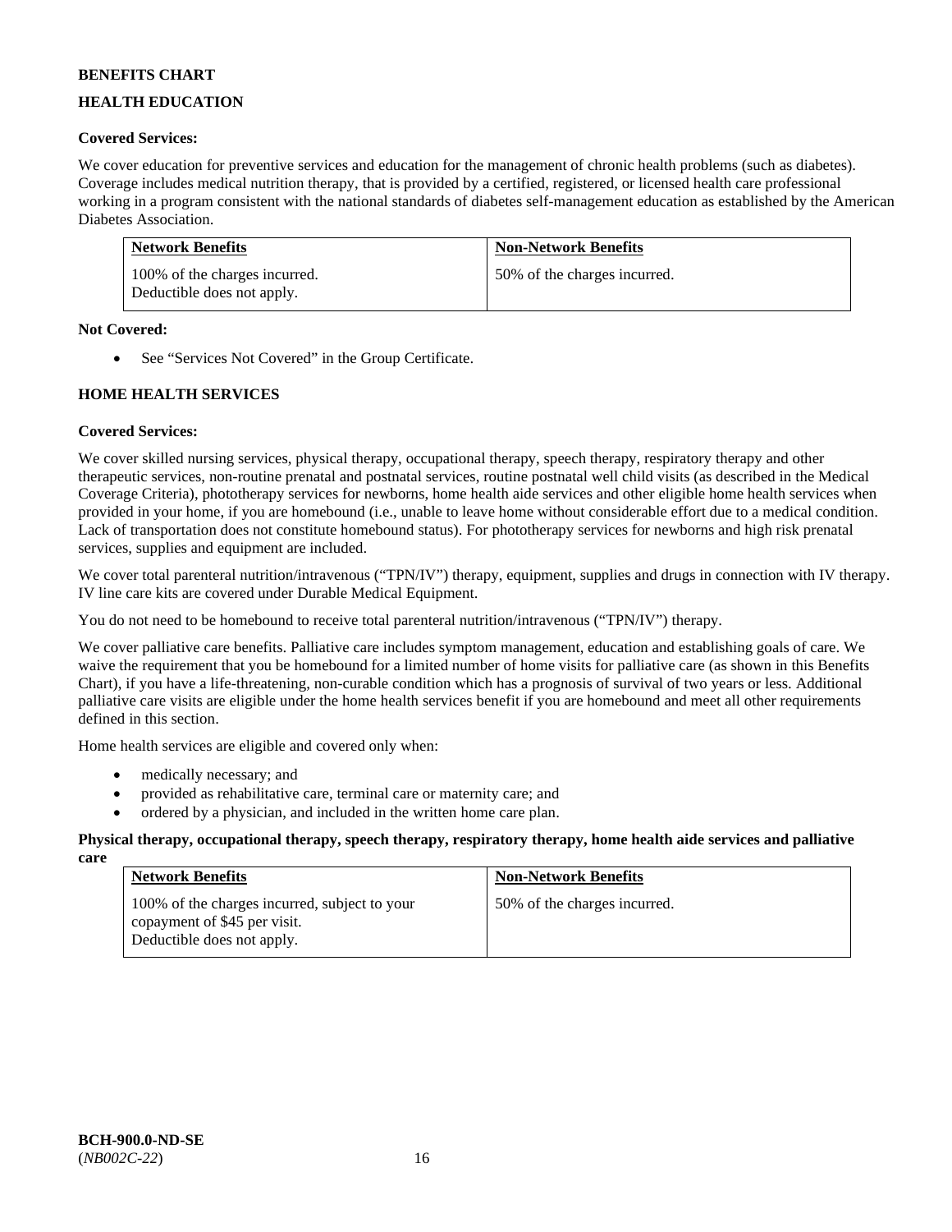**BENEFITS CHART**

**HEALTH EDUCATION**

**Covered Services:**

We cover education for preventive services and education for the management of chronic health problems (such as diabetes). Coverage includes medical nutrition therapy, that is provided by a certified, registered, or licensed health care professional working in a program consistent with the national standards of diabetes self-management education as established by the American Diabetes Association.

| Network Benefits | Non-Network Benefits |
|---|---|
| 100% of the charges incurred. Deductible does not apply. | 50% of the charges incurred. |

**Not Covered:**

- See "Services Not Covered" in the Group Certificate.

**HOME HEALTH SERVICES**

**Covered Services:**

We cover skilled nursing services, physical therapy, occupational therapy, speech therapy, respiratory therapy and other therapeutic services, non-routine prenatal and postnatal services, routine postnatal well child visits (as described in the Medical Coverage Criteria), phototherapy services for newborns, home health aide services and other eligible home health services when provided in your home, if you are homebound (i.e., unable to leave home without considerable effort due to a medical condition. Lack of transportation does not constitute homebound status). For phototherapy services for newborns and high risk prenatal services, supplies and equipment are included.

We cover total parenteral nutrition/intravenous ("TPN/IV") therapy, equipment, supplies and drugs in connection with IV therapy. IV line care kits are covered under Durable Medical Equipment.

You do not need to be homebound to receive total parenteral nutrition/intravenous ("TPN/IV") therapy.

We cover palliative care benefits. Palliative care includes symptom management, education and establishing goals of care. We waive the requirement that you be homebound for a limited number of home visits for palliative care (as shown in this Benefits Chart), if you have a life-threatening, non-curable condition which has a prognosis of survival of two years or less. Additional palliative care visits are eligible under the home health services benefit if you are homebound and meet all other requirements defined in this section.

Home health services are eligible and covered only when:

- medically necessary; and
- provided as rehabilitative care, terminal care or maternity care; and
- ordered by a physician, and included in the written home care plan.

**Physical therapy, occupational therapy, speech therapy, respiratory therapy, home health aide services and palliative care**

| Network Benefits | Non-Network Benefits |
|---|---|
| 100% of the charges incurred, subject to your copayment of $45 per visit. Deductible does not apply. | 50% of the charges incurred. |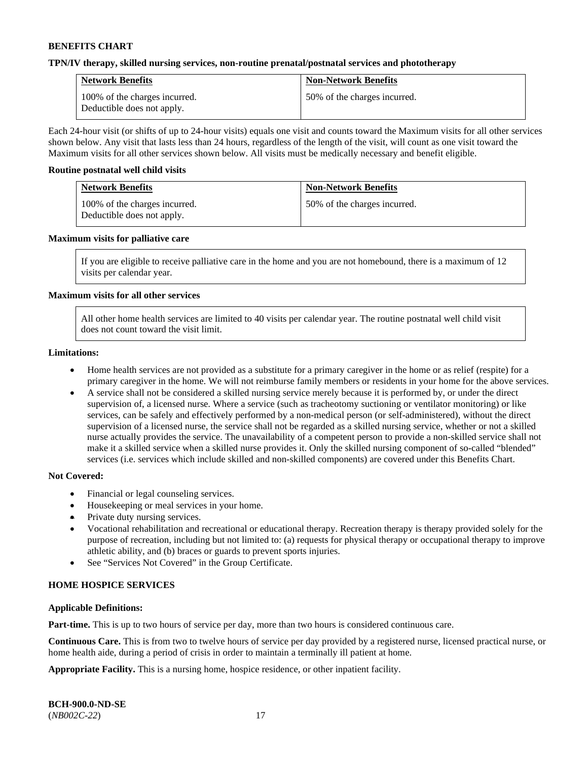**BENEFITS CHART**

**TPN/IV therapy, skilled nursing services, non-routine prenatal/postnatal services and phototherapy**

| Network Benefits | Non-Network Benefits |
| --- | --- |
| 100% of the charges incurred. Deductible does not apply. | 50% of the charges incurred. |

Each 24-hour visit (or shifts of up to 24-hour visits) equals one visit and counts toward the Maximum visits for all other services shown below. Any visit that lasts less than 24 hours, regardless of the length of the visit, will count as one visit toward the Maximum visits for all other services shown below. All visits must be medically necessary and benefit eligible.

**Routine postnatal well child visits**

| Network Benefits | Non-Network Benefits |
| --- | --- |
| 100% of the charges incurred. Deductible does not apply. | 50% of the charges incurred. |

**Maximum visits for palliative care**

If you are eligible to receive palliative care in the home and you are not homebound, there is a maximum of 12 visits per calendar year.

**Maximum visits for all other services**

All other home health services are limited to 40 visits per calendar year. The routine postnatal well child visit does not count toward the visit limit.

**Limitations:**

- Home health services are not provided as a substitute for a primary caregiver in the home or as relief (respite) for a primary caregiver in the home. We will not reimburse family members or residents in your home for the above services.
- A service shall not be considered a skilled nursing service merely because it is performed by, or under the direct supervision of, a licensed nurse. Where a service (such as tracheotomy suctioning or ventilator monitoring) or like services, can be safely and effectively performed by a non-medical person (or self-administered), without the direct supervision of a licensed nurse, the service shall not be regarded as a skilled nursing service, whether or not a skilled nurse actually provides the service. The unavailability of a competent person to provide a non-skilled service shall not make it a skilled service when a skilled nurse provides it. Only the skilled nursing component of so-called "blended" services (i.e. services which include skilled and non-skilled components) are covered under this Benefits Chart.

**Not Covered:**

- Financial or legal counseling services.
- Housekeeping or meal services in your home.
- Private duty nursing services.
- Vocational rehabilitation and recreational or educational therapy. Recreation therapy is therapy provided solely for the purpose of recreation, including but not limited to: (a) requests for physical therapy or occupational therapy to improve athletic ability, and (b) braces or guards to prevent sports injuries.
- See "Services Not Covered" in the Group Certificate.

**HOME HOSPICE SERVICES**

**Applicable Definitions:**

**Part-time.** This is up to two hours of service per day, more than two hours is considered continuous care.

**Continuous Care.** This is from two to twelve hours of service per day provided by a registered nurse, licensed practical nurse, or home health aide, during a period of crisis in order to maintain a terminally ill patient at home.

**Appropriate Facility.** This is a nursing home, hospice residence, or other inpatient facility.

**BCH-900.0-ND-SE**
(*NB002C-22*)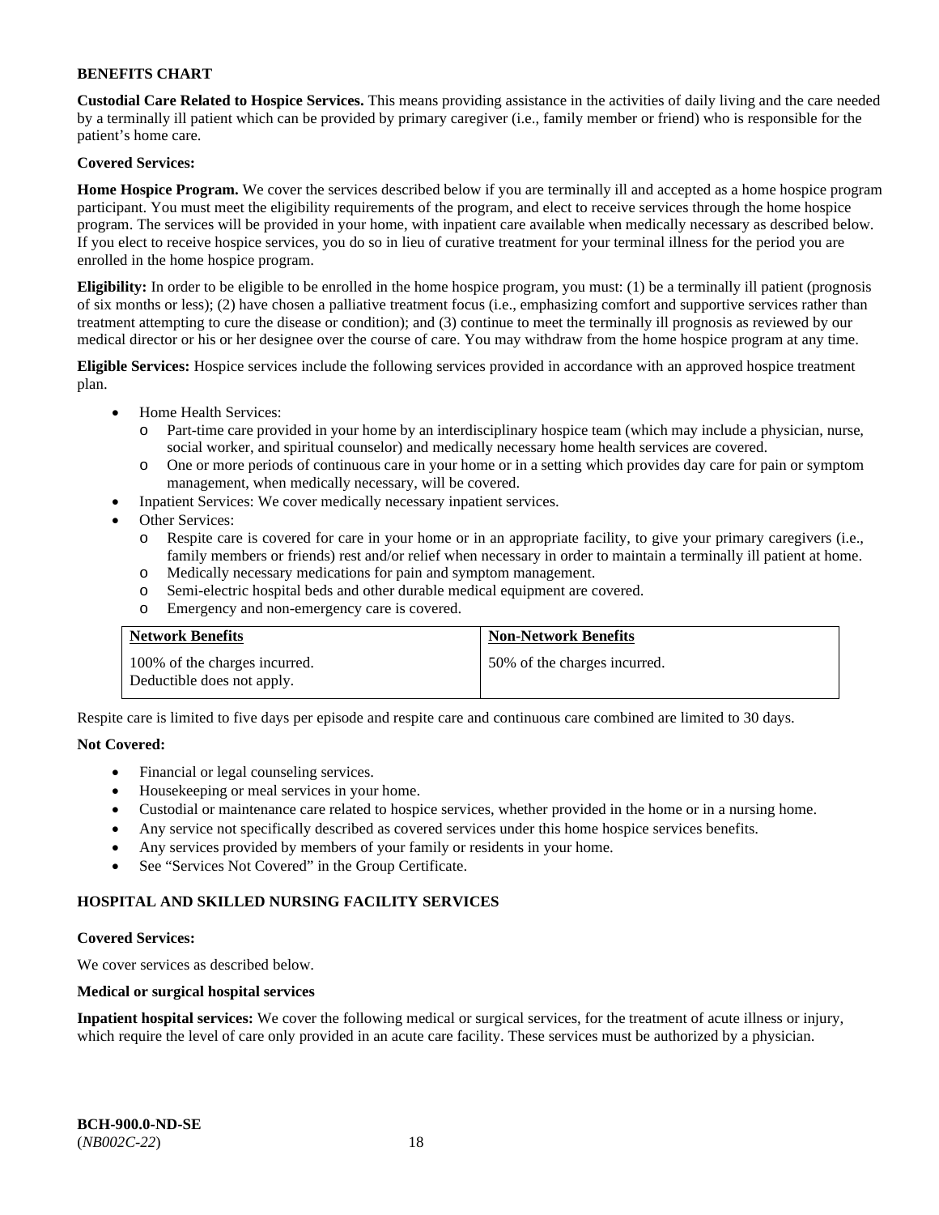**BENEFITS CHART**

**Custodial Care Related to Hospice Services.** This means providing assistance in the activities of daily living and the care needed by a terminally ill patient which can be provided by primary caregiver (i.e., family member or friend) who is responsible for the patient's home care.

**Covered Services:**

**Home Hospice Program.** We cover the services described below if you are terminally ill and accepted as a home hospice program participant. You must meet the eligibility requirements of the program, and elect to receive services through the home hospice program. The services will be provided in your home, with inpatient care available when medically necessary as described below. If you elect to receive hospice services, you do so in lieu of curative treatment for your terminal illness for the period you are enrolled in the home hospice program.

**Eligibility:** In order to be eligible to be enrolled in the home hospice program, you must: (1) be a terminally ill patient (prognosis of six months or less); (2) have chosen a palliative treatment focus (i.e., emphasizing comfort and supportive services rather than treatment attempting to cure the disease or condition); and (3) continue to meet the terminally ill prognosis as reviewed by our medical director or his or her designee over the course of care. You may withdraw from the home hospice program at any time.

**Eligible Services:** Hospice services include the following services provided in accordance with an approved hospice treatment plan.

- Home Health Services:
  - Part-time care provided in your home by an interdisciplinary hospice team (which may include a physician, nurse, social worker, and spiritual counselor) and medically necessary home health services are covered.
  - One or more periods of continuous care in your home or in a setting which provides day care for pain or symptom management, when medically necessary, will be covered.
- Inpatient Services: We cover medically necessary inpatient services.
- Other Services:
  - Respite care is covered for care in your home or in an appropriate facility, to give your primary caregivers (i.e., family members or friends) rest and/or relief when necessary in order to maintain a terminally ill patient at home.
  - Medically necessary medications for pain and symptom management.
  - Semi-electric hospital beds and other durable medical equipment are covered.
  - Emergency and non-emergency care is covered.

| Network Benefits | Non-Network Benefits |
|---|---|
| 100% of the charges incurred. Deductible does not apply. | 50% of the charges incurred. |

Respite care is limited to five days per episode and respite care and continuous care combined are limited to 30 days.

**Not Covered:**

- Financial or legal counseling services.
- Housekeeping or meal services in your home.
- Custodial or maintenance care related to hospice services, whether provided in the home or in a nursing home.
- Any service not specifically described as covered services under this home hospice services benefits.
- Any services provided by members of your family or residents in your home.
- See "Services Not Covered" in the Group Certificate.

**HOSPITAL AND SKILLED NURSING FACILITY SERVICES**

**Covered Services:**

We cover services as described below.

**Medical or surgical hospital services**

**Inpatient hospital services:** We cover the following medical or surgical services, for the treatment of acute illness or injury, which require the level of care only provided in an acute care facility. These services must be authorized by a physician.

**BCH-900.0-ND-SE**
(*NB002C-22*)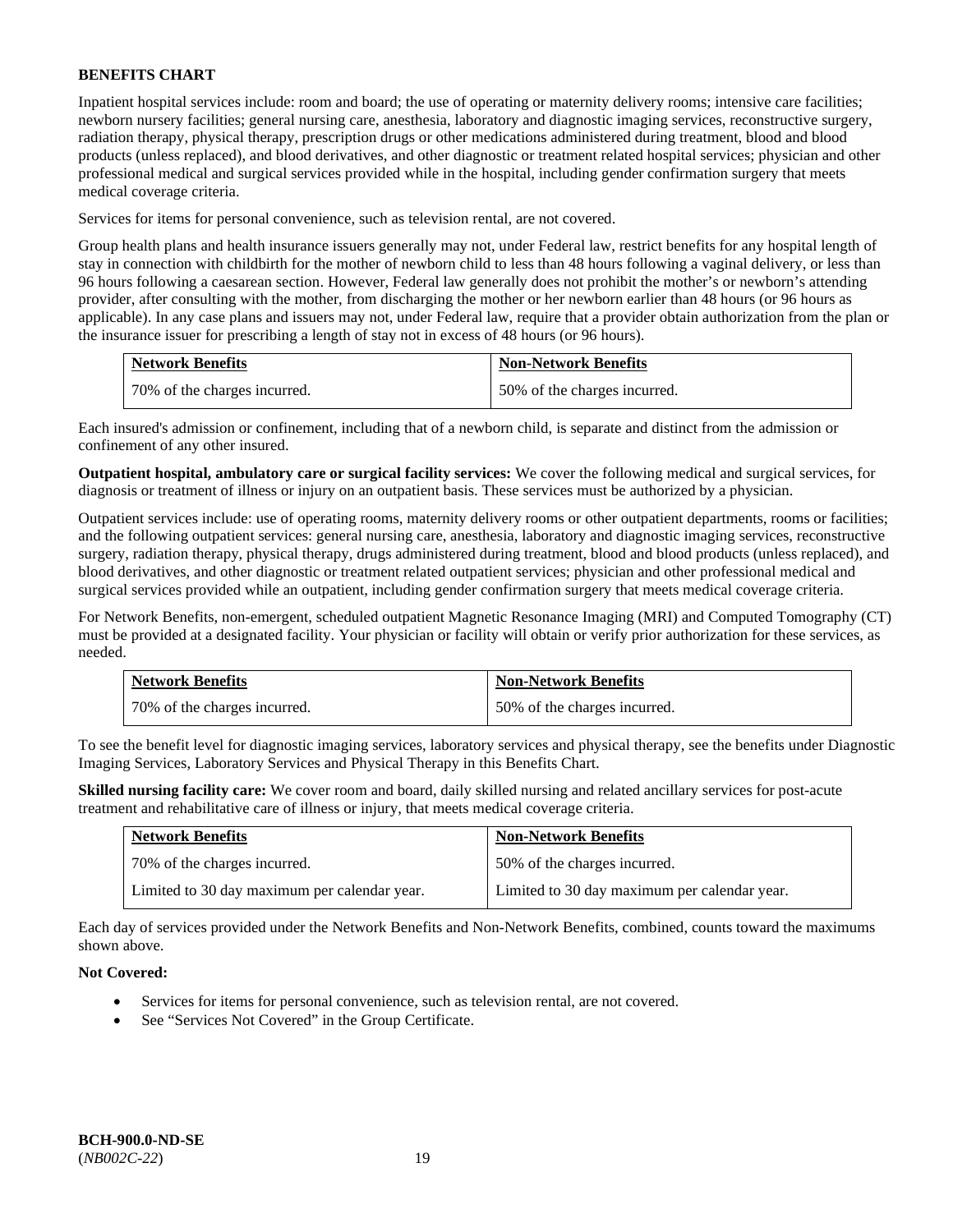**BENEFITS CHART**

Inpatient hospital services include: room and board; the use of operating or maternity delivery rooms; intensive care facilities; newborn nursery facilities; general nursing care, anesthesia, laboratory and diagnostic imaging services, reconstructive surgery, radiation therapy, physical therapy, prescription drugs or other medications administered during treatment, blood and blood products (unless replaced), and blood derivatives, and other diagnostic or treatment related hospital services; physician and other professional medical and surgical services provided while in the hospital, including gender confirmation surgery that meets medical coverage criteria.

Services for items for personal convenience, such as television rental, are not covered.

Group health plans and health insurance issuers generally may not, under Federal law, restrict benefits for any hospital length of stay in connection with childbirth for the mother of newborn child to less than 48 hours following a vaginal delivery, or less than 96 hours following a caesarean section. However, Federal law generally does not prohibit the mother's or newborn's attending provider, after consulting with the mother, from discharging the mother or her newborn earlier than 48 hours (or 96 hours as applicable). In any case plans and issuers may not, under Federal law, require that a provider obtain authorization from the plan or the insurance issuer for prescribing a length of stay not in excess of 48 hours (or 96 hours).

| Network Benefits | Non-Network Benefits |
|---|---|
| 70% of the charges incurred. | 50% of the charges incurred. |

Each insured's admission or confinement, including that of a newborn child, is separate and distinct from the admission or confinement of any other insured.

**Outpatient hospital, ambulatory care or surgical facility services:** We cover the following medical and surgical services, for diagnosis or treatment of illness or injury on an outpatient basis. These services must be authorized by a physician.

Outpatient services include: use of operating rooms, maternity delivery rooms or other outpatient departments, rooms or facilities; and the following outpatient services: general nursing care, anesthesia, laboratory and diagnostic imaging services, reconstructive surgery, radiation therapy, physical therapy, drugs administered during treatment, blood and blood products (unless replaced), and blood derivatives, and other diagnostic or treatment related outpatient services; physician and other professional medical and surgical services provided while an outpatient, including gender confirmation surgery that meets medical coverage criteria.

For Network Benefits, non-emergent, scheduled outpatient Magnetic Resonance Imaging (MRI) and Computed Tomography (CT) must be provided at a designated facility. Your physician or facility will obtain or verify prior authorization for these services, as needed.

| Network Benefits | Non-Network Benefits |
|---|---|
| 70% of the charges incurred. | 50% of the charges incurred. |

To see the benefit level for diagnostic imaging services, laboratory services and physical therapy, see the benefits under Diagnostic Imaging Services, Laboratory Services and Physical Therapy in this Benefits Chart.

**Skilled nursing facility care:** We cover room and board, daily skilled nursing and related ancillary services for post-acute treatment and rehabilitative care of illness or injury, that meets medical coverage criteria.

| Network Benefits | Non-Network Benefits |
|---|---|
| 70% of the charges incurred. | 50% of the charges incurred. |
| Limited to 30 day maximum per calendar year. | Limited to 30 day maximum per calendar year. |

Each day of services provided under the Network Benefits and Non-Network Benefits, combined, counts toward the maximums shown above.

**Not Covered:**

- Services for items for personal convenience, such as television rental, are not covered.
- See "Services Not Covered" in the Group Certificate.

**BCH-900.0-ND-SE**
(*NB002C-22*)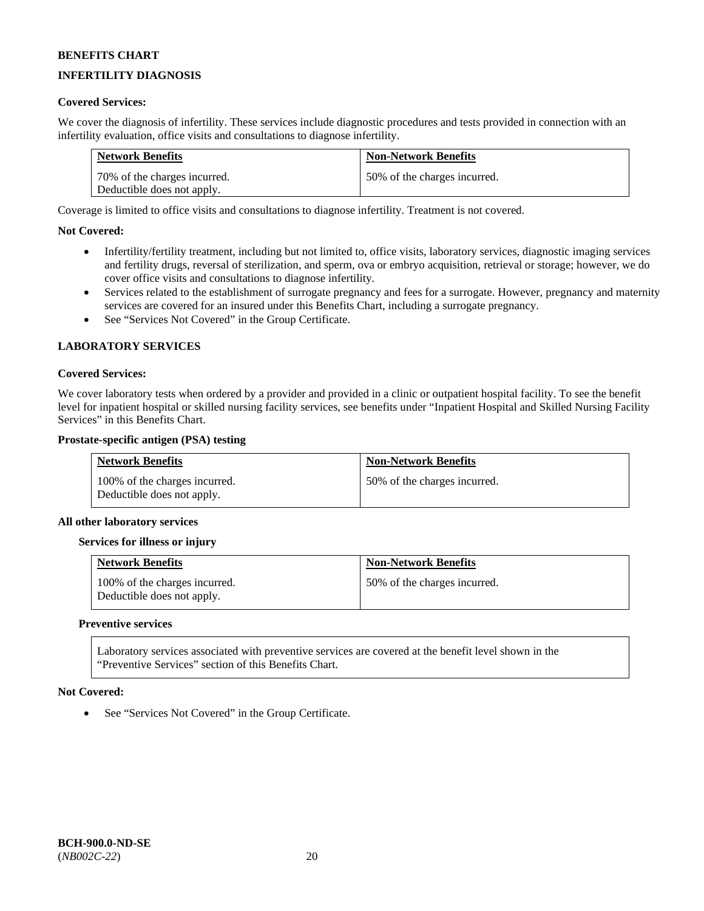**BENEFITS CHART**

**INFERTILITY DIAGNOSIS**

**Covered Services:**

We cover the diagnosis of infertility. These services include diagnostic procedures and tests provided in connection with an infertility evaluation, office visits and consultations to diagnose infertility.

| Network Benefits | Non-Network Benefits |
|---|---|
| 70% of the charges incurred. Deductible does not apply. | 50% of the charges incurred. |

Coverage is limited to office visits and consultations to diagnose infertility. Treatment is not covered.

**Not Covered:**

- Infertility/fertility treatment, including but not limited to, office visits, laboratory services, diagnostic imaging services and fertility drugs, reversal of sterilization, and sperm, ova or embryo acquisition, retrieval or storage; however, we do cover office visits and consultations to diagnose infertility.
- Services related to the establishment of surrogate pregnancy and fees for a surrogate. However, pregnancy and maternity services are covered for an insured under this Benefits Chart, including a surrogate pregnancy.
- See "Services Not Covered" in the Group Certificate.

**LABORATORY SERVICES**

**Covered Services:**

We cover laboratory tests when ordered by a provider and provided in a clinic or outpatient hospital facility. To see the benefit level for inpatient hospital or skilled nursing facility services, see benefits under "Inpatient Hospital and Skilled Nursing Facility Services" in this Benefits Chart.

**Prostate-specific antigen (PSA) testing**

| Network Benefits | Non-Network Benefits |
|---|---|
| 100% of the charges incurred. Deductible does not apply. | 50% of the charges incurred. |

**All other laboratory services**

**Services for illness or injury**

| Network Benefits | Non-Network Benefits |
|---|---|
| 100% of the charges incurred. Deductible does not apply. | 50% of the charges incurred. |

**Preventive services**

| Laboratory services associated with preventive services are covered at the benefit level shown in the "Preventive Services" section of this Benefits Chart. |
|---|

**Not Covered:**

- See "Services Not Covered" in the Group Certificate.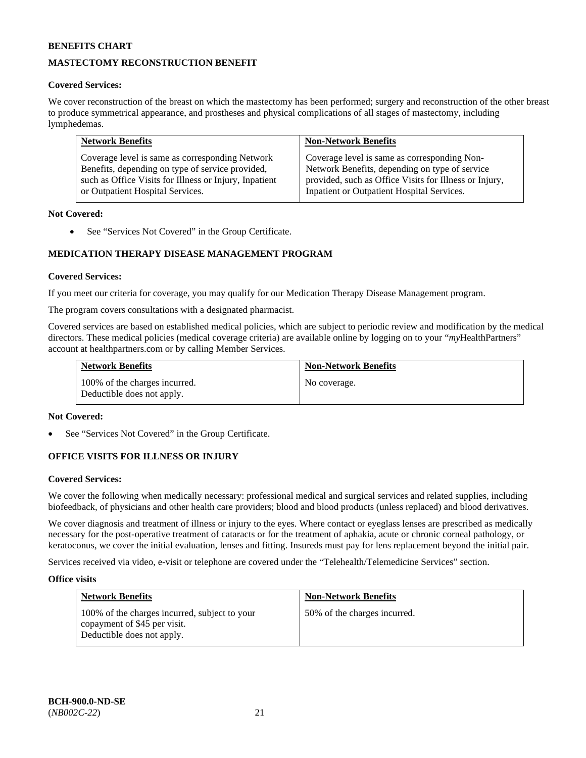**BENEFITS CHART**

## MASTECTOMY RECONSTRUCTION BENEFIT

**Covered Services:**

We cover reconstruction of the breast on which the mastectomy has been performed; surgery and reconstruction of the other breast to produce symmetrical appearance, and prostheses and physical complications of all stages of mastectomy, including lymphedemas.

| Network Benefits | Non-Network Benefits |
|---|---|
| Coverage level is same as corresponding Network Benefits, depending on type of service provided, such as Office Visits for Illness or Injury, Inpatient or Outpatient Hospital Services. | Coverage level is same as corresponding Non-Network Benefits, depending on type of service provided, such as Office Visits for Illness or Injury, Inpatient or Outpatient Hospital Services. |

**Not Covered:**

- See "Services Not Covered" in the Group Certificate.

## MEDICATION THERAPY DISEASE MANAGEMENT PROGRAM

**Covered Services:**

If you meet our criteria for coverage, you may qualify for our Medication Therapy Disease Management program.

The program covers consultations with a designated pharmacist.

Covered services are based on established medical policies, which are subject to periodic review and modification by the medical directors. These medical policies (medical coverage criteria) are available online by logging on to your "*my*HealthPartners" account at healthpartners.com or by calling Member Services.

| Network Benefits | Non-Network Benefits |
|---|---|
| 100% of the charges incurred. Deductible does not apply. | No coverage. |

**Not Covered:**

- See "Services Not Covered" in the Group Certificate.

## OFFICE VISITS FOR ILLNESS OR INJURY

**Covered Services:**

We cover the following when medically necessary: professional medical and surgical services and related supplies, including biofeedback, of physicians and other health care providers; blood and blood products (unless replaced) and blood derivatives.

We cover diagnosis and treatment of illness or injury to the eyes. Where contact or eyeglass lenses are prescribed as medically necessary for the post-operative treatment of cataracts or for the treatment of aphakia, acute or chronic corneal pathology, or keratoconus, we cover the initial evaluation, lenses and fitting. Insureds must pay for lens replacement beyond the initial pair.

Services received via video, e-visit or telephone are covered under the "Telehealth/Telemedicine Services" section.

**Office visits**

| Network Benefits | Non-Network Benefits |
|---|---|
| 100% of the charges incurred, subject to your copayment of $45 per visit. Deductible does not apply. | 50% of the charges incurred. |

**BCH-900.0-ND-SE**
(*NB002C-22*)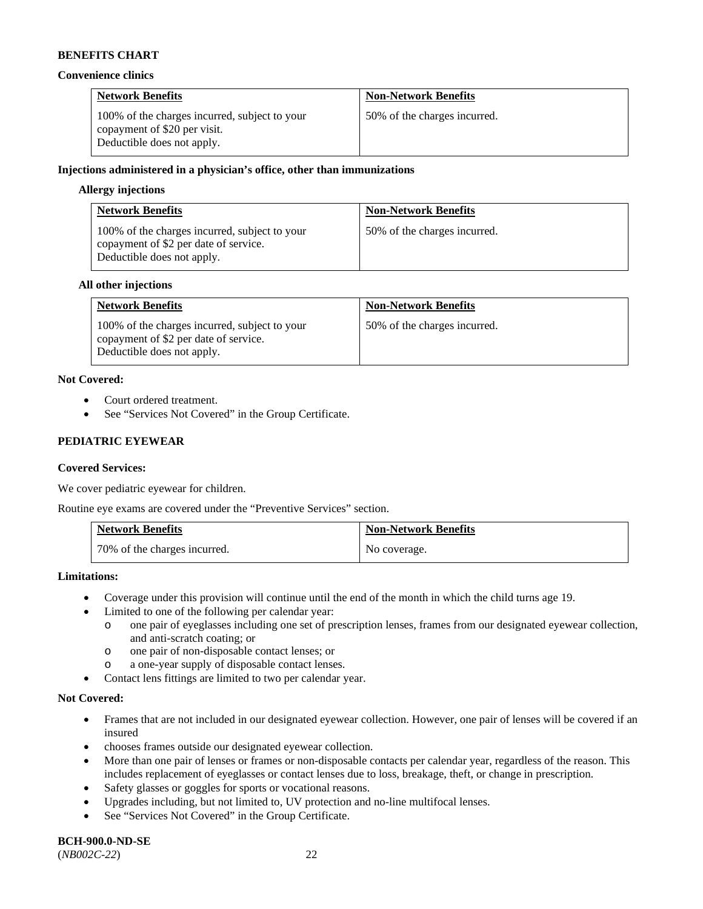**BENEFITS CHART**

**Convenience clinics**

| Network Benefits | Non-Network Benefits |
|---|---|
| 100% of the charges incurred, subject to your copayment of $20 per visit. Deductible does not apply. | 50% of the charges incurred. |

**Injections administered in a physician's office, other than immunizations**

**Allergy injections**

| Network Benefits | Non-Network Benefits |
|---|---|
| 100% of the charges incurred, subject to your copayment of $2 per date of service. Deductible does not apply. | 50% of the charges incurred. |

**All other injections**

| Network Benefits | Non-Network Benefits |
|---|---|
| 100% of the charges incurred, subject to your copayment of $2 per date of service. Deductible does not apply. | 50% of the charges incurred. |

**Not Covered:**

- Court ordered treatment.
- See "Services Not Covered" in the Group Certificate.

**PEDIATRIC EYEWEAR**

**Covered Services:**

We cover pediatric eyewear for children.

Routine eye exams are covered under the "Preventive Services" section.

| Network Benefits | Non-Network Benefits |
|---|---|
| 70% of the charges incurred. | No coverage. |

**Limitations:**

- Coverage under this provision will continue until the end of the month in which the child turns age 19.
- Limited to one of the following per calendar year:
  - one pair of eyeglasses including one set of prescription lenses, frames from our designated eyewear collection, and anti-scratch coating; or
  - one pair of non-disposable contact lenses; or
  - a one-year supply of disposable contact lenses.
- Contact lens fittings are limited to two per calendar year.

**Not Covered:**

- Frames that are not included in our designated eyewear collection. However, one pair of lenses will be covered if an insured
- chooses frames outside our designated eyewear collection.
- More than one pair of lenses or frames or non-disposable contacts per calendar year, regardless of the reason. This includes replacement of eyeglasses or contact lenses due to loss, breakage, theft, or change in prescription.
- Safety glasses or goggles for sports or vocational reasons.
- Upgrades including, but not limited to, UV protection and no-line multifocal lenses.
- See "Services Not Covered" in the Group Certificate.

**BCH-900.0-ND-SE**
(*NB002C-22*)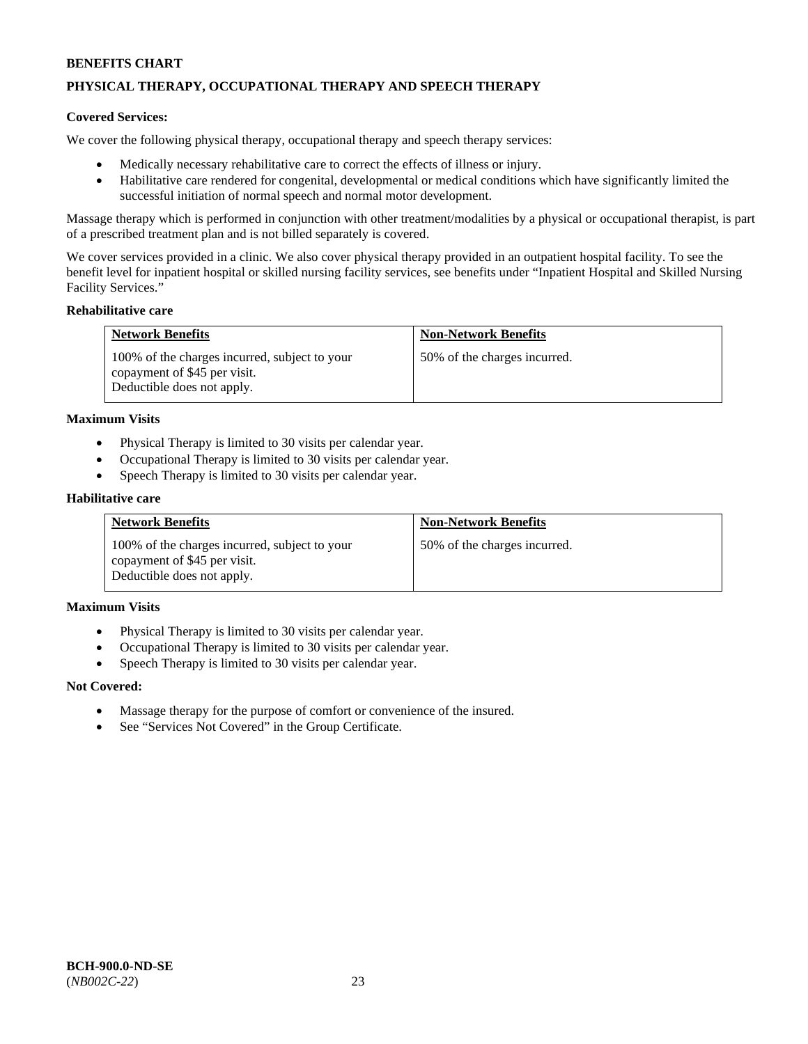**BENEFITS CHART**

**PHYSICAL THERAPY, OCCUPATIONAL THERAPY AND SPEECH THERAPY**

**Covered Services:**

We cover the following physical therapy, occupational therapy and speech therapy services:

- Medically necessary rehabilitative care to correct the effects of illness or injury.
- Habilitative care rendered for congenital, developmental or medical conditions which have significantly limited the successful initiation of normal speech and normal motor development.

Massage therapy which is performed in conjunction with other treatment/modalities by a physical or occupational therapist, is part of a prescribed treatment plan and is not billed separately is covered.

We cover services provided in a clinic. We also cover physical therapy provided in an outpatient hospital facility. To see the benefit level for inpatient hospital or skilled nursing facility services, see benefits under "Inpatient Hospital and Skilled Nursing Facility Services."

**Rehabilitative care**

| Network Benefits | Non-Network Benefits |
|---|---|
| 100% of the charges incurred, subject to your copayment of $45 per visit. Deductible does not apply. | 50% of the charges incurred. |

**Maximum Visits**

- Physical Therapy is limited to 30 visits per calendar year.
- Occupational Therapy is limited to 30 visits per calendar year.
- Speech Therapy is limited to 30 visits per calendar year.

**Habilitative care**

| Network Benefits | Non-Network Benefits |
|---|---|
| 100% of the charges incurred, subject to your copayment of $45 per visit. Deductible does not apply. | 50% of the charges incurred. |

**Maximum Visits**

- Physical Therapy is limited to 30 visits per calendar year.
- Occupational Therapy is limited to 30 visits per calendar year.
- Speech Therapy is limited to 30 visits per calendar year.

**Not Covered:**

- Massage therapy for the purpose of comfort or convenience of the insured.
- See "Services Not Covered" in the Group Certificate.

**BCH-900.0-ND-SE**
(*NB002C-22*)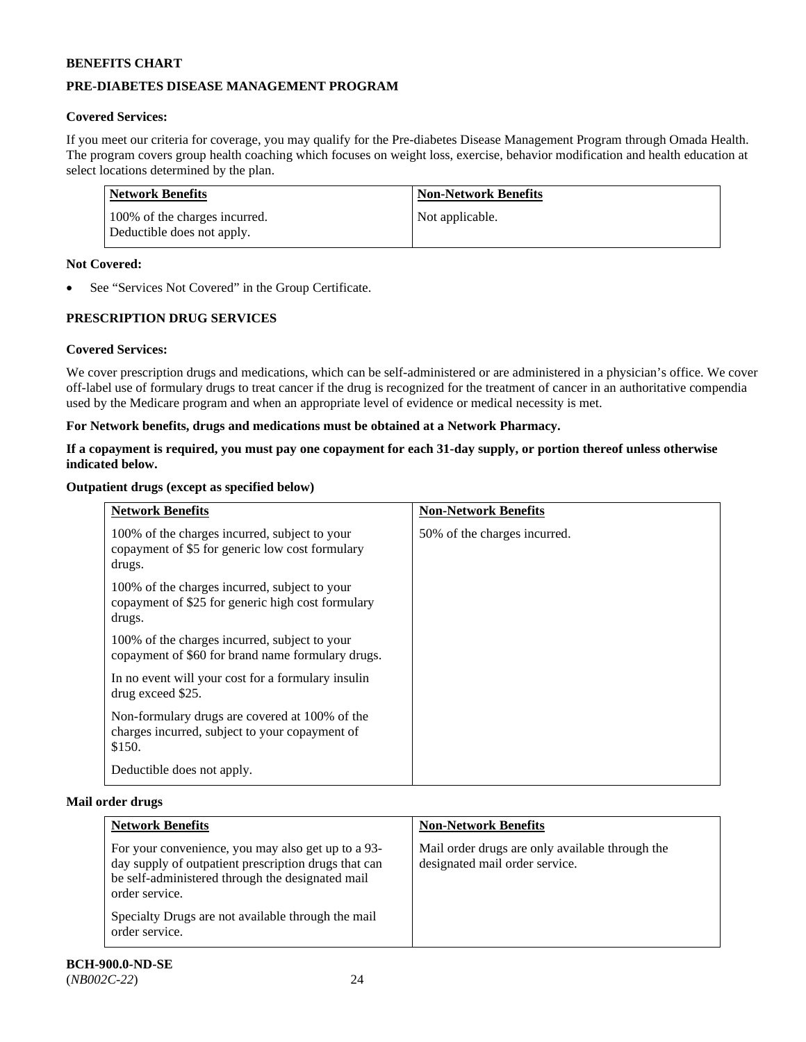**BENEFITS CHART**

**PRE-DIABETES DISEASE MANAGEMENT PROGRAM**

**Covered Services:**

If you meet our criteria for coverage, you may qualify for the Pre-diabetes Disease Management Program through Omada Health. The program covers group health coaching which focuses on weight loss, exercise, behavior modification and health education at select locations determined by the plan.

| Network Benefits | Non-Network Benefits |
|---|---|
| 100% of the charges incurred.<br>Deductible does not apply. | Not applicable. |

**Not Covered:**

- See "Services Not Covered" in the Group Certificate.

**PRESCRIPTION DRUG SERVICES**

**Covered Services:**

We cover prescription drugs and medications, which can be self-administered or are administered in a physician's office. We cover off-label use of formulary drugs to treat cancer if the drug is recognized for the treatment of cancer in an authoritative compendia used by the Medicare program and when an appropriate level of evidence or medical necessity is met.

**For Network benefits, drugs and medications must be obtained at a Network Pharmacy.**

**If a copayment is required, you must pay one copayment for each 31-day supply, or portion thereof unless otherwise indicated below.**

**Outpatient drugs (except as specified below)**

| Network Benefits | Non-Network Benefits |
|---|---|
| 100% of the charges incurred, subject to your copayment of $5 for generic low cost formulary drugs.<br><br>100% of the charges incurred, subject to your copayment of $25 for generic high cost formulary drugs.<br><br>100% of the charges incurred, subject to your copayment of $60 for brand name formulary drugs.<br><br>In no event will your cost for a formulary insulin drug exceed $25.<br><br>Non-formulary drugs are covered at 100% of the charges incurred, subject to your copayment of $150.<br><br>Deductible does not apply. | 50% of the charges incurred. |

**Mail order drugs**

| Network Benefits | Non-Network Benefits |
|---|---|
| For your convenience, you may also get up to a 93-day supply of outpatient prescription drugs that can be self-administered through the designated mail order service.<br><br>Specialty Drugs are not available through the mail order service. | Mail order drugs are only available through the designated mail order service. |

**BCH-900.0-ND-SE**
(*NB002C-22*)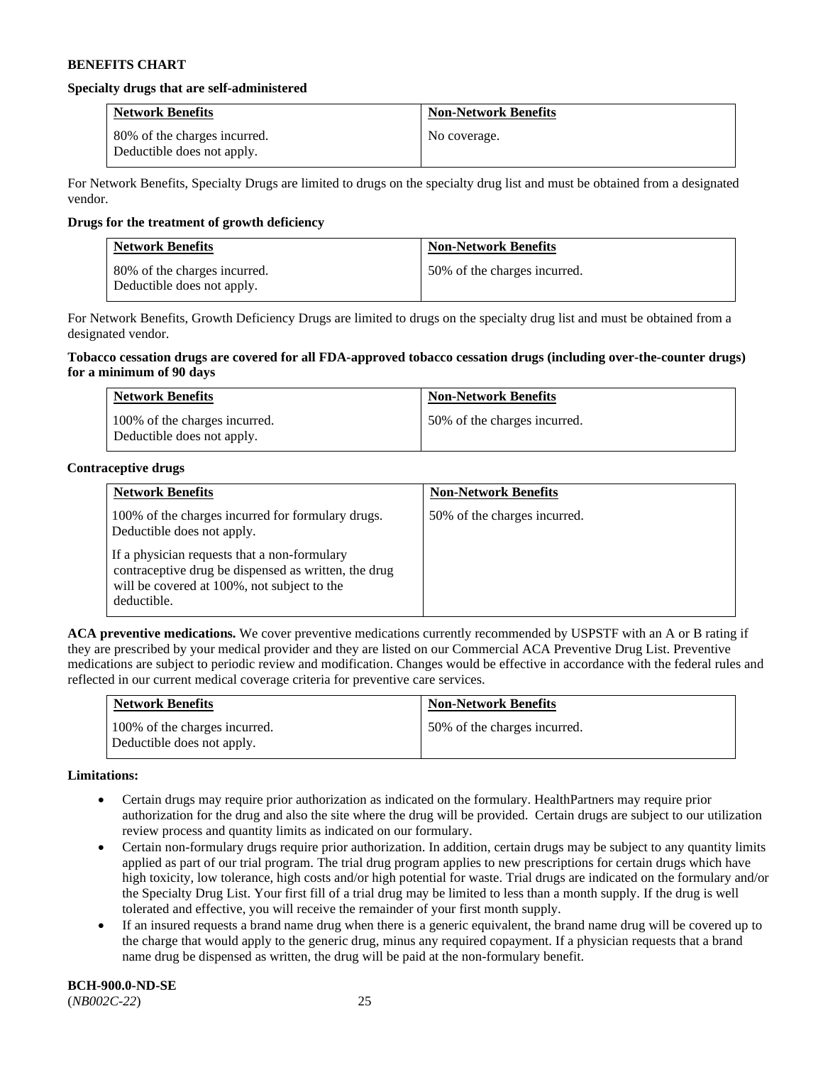**BENEFITS CHART**

**Specialty drugs that are self-administered**

| Network Benefits | Non-Network Benefits |
|---|---|
| 80% of the charges incurred.<br>Deductible does not apply. | No coverage. |

For Network Benefits, Specialty Drugs are limited to drugs on the specialty drug list and must be obtained from a designated vendor.

**Drugs for the treatment of growth deficiency**

| Network Benefits | Non-Network Benefits |
|---|---|
| 80% of the charges incurred.<br>Deductible does not apply. | 50% of the charges incurred. |

For Network Benefits, Growth Deficiency Drugs are limited to drugs on the specialty drug list and must be obtained from a designated vendor.

**Tobacco cessation drugs are covered for all FDA-approved tobacco cessation drugs (including over-the-counter drugs) for a minimum of 90 days**

| Network Benefits | Non-Network Benefits |
|---|---|
| 100% of the charges incurred.<br>Deductible does not apply. | 50% of the charges incurred. |

**Contraceptive drugs**

| Network Benefits | Non-Network Benefits |
|---|---|
| 100% of the charges incurred for formulary drugs.<br>Deductible does not apply.<br><br>If a physician requests that a non-formulary contraceptive drug be dispensed as written, the drug will be covered at 100%, not subject to the deductible. | 50% of the charges incurred. |

**ACA preventive medications.** We cover preventive medications currently recommended by USPSTF with an A or B rating if they are prescribed by your medical provider and they are listed on our Commercial ACA Preventive Drug List. Preventive medications are subject to periodic review and modification. Changes would be effective in accordance with the federal rules and reflected in our current medical coverage criteria for preventive care services.

| Network Benefits | Non-Network Benefits |
|---|---|
| 100% of the charges incurred.<br>Deductible does not apply. | 50% of the charges incurred. |

**Limitations:**

- Certain drugs may require prior authorization as indicated on the formulary. HealthPartners may require prior authorization for the drug and also the site where the drug will be provided. Certain drugs are subject to our utilization review process and quantity limits as indicated on our formulary.
- Certain non-formulary drugs require prior authorization. In addition, certain drugs may be subject to any quantity limits applied as part of our trial program. The trial drug program applies to new prescriptions for certain drugs which have high toxicity, low tolerance, high costs and/or high potential for waste. Trial drugs are indicated on the formulary and/or the Specialty Drug List. Your first fill of a trial drug may be limited to less than a month supply. If the drug is well tolerated and effective, you will receive the remainder of your first month supply.
- If an insured requests a brand name drug when there is a generic equivalent, the brand name drug will be covered up to the charge that would apply to the generic drug, minus any required copayment. If a physician requests that a brand name drug be dispensed as written, the drug will be paid at the non-formulary benefit.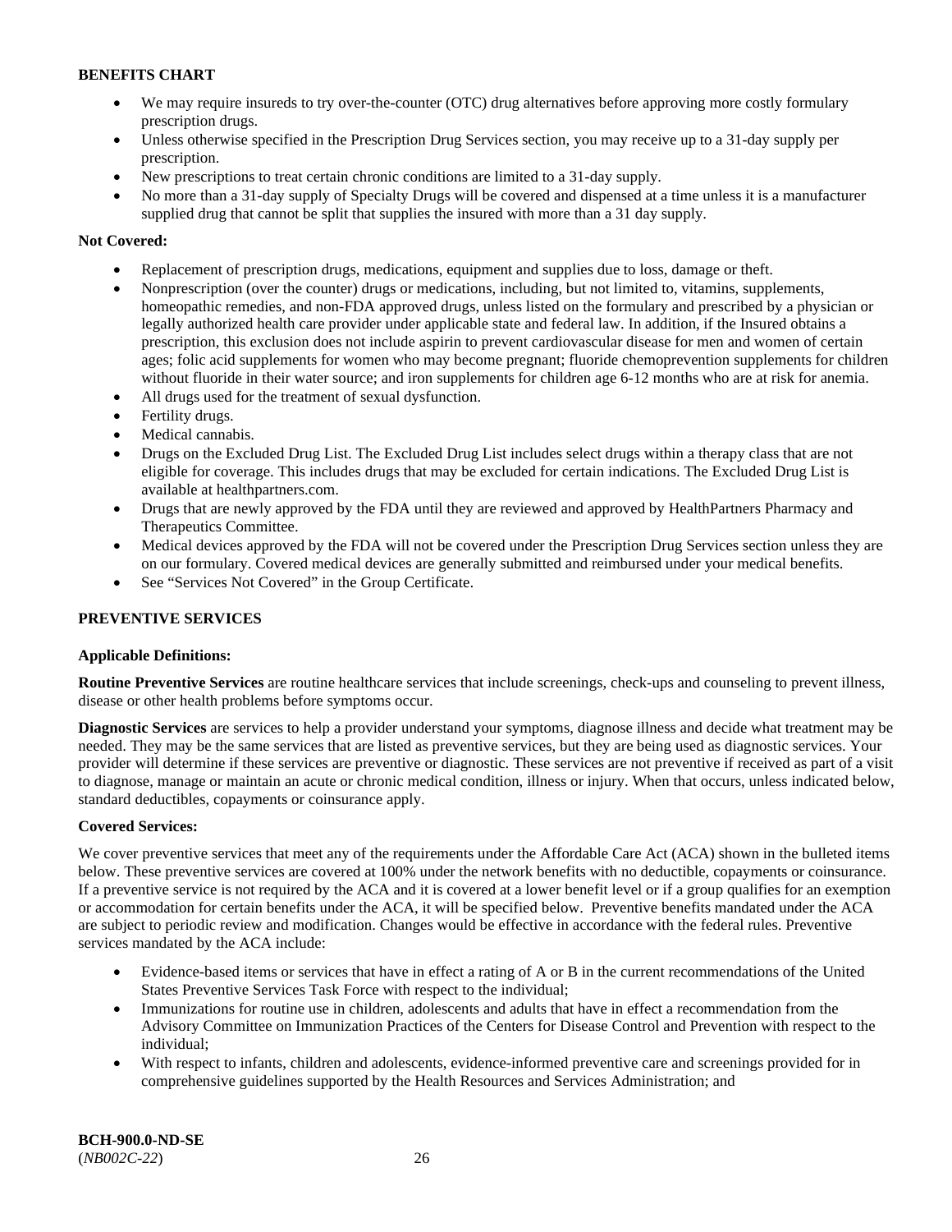**BENEFITS CHART**

- We may require insureds to try over-the-counter (OTC) drug alternatives before approving more costly formulary prescription drugs.
- Unless otherwise specified in the Prescription Drug Services section, you may receive up to a 31-day supply per prescription.
- New prescriptions to treat certain chronic conditions are limited to a 31-day supply.
- No more than a 31-day supply of Specialty Drugs will be covered and dispensed at a time unless it is a manufacturer supplied drug that cannot be split that supplies the insured with more than a 31 day supply.

**Not Covered:**

- Replacement of prescription drugs, medications, equipment and supplies due to loss, damage or theft.
- Nonprescription (over the counter) drugs or medications, including, but not limited to, vitamins, supplements, homeopathic remedies, and non-FDA approved drugs, unless listed on the formulary and prescribed by a physician or legally authorized health care provider under applicable state and federal law. In addition, if the Insured obtains a prescription, this exclusion does not include aspirin to prevent cardiovascular disease for men and women of certain ages; folic acid supplements for women who may become pregnant; fluoride chemoprevention supplements for children without fluoride in their water source; and iron supplements for children age 6-12 months who are at risk for anemia.
- All drugs used for the treatment of sexual dysfunction.
- Fertility drugs.
- Medical cannabis.
- Drugs on the Excluded Drug List. The Excluded Drug List includes select drugs within a therapy class that are not eligible for coverage. This includes drugs that may be excluded for certain indications. The Excluded Drug List is available at healthpartners.com.
- Drugs that are newly approved by the FDA until they are reviewed and approved by HealthPartners Pharmacy and Therapeutics Committee.
- Medical devices approved by the FDA will not be covered under the Prescription Drug Services section unless they are on our formulary. Covered medical devices are generally submitted and reimbursed under your medical benefits.
- See "Services Not Covered" in the Group Certificate.

**PREVENTIVE SERVICES**

**Applicable Definitions:**

**Routine Preventive Services** are routine healthcare services that include screenings, check-ups and counseling to prevent illness, disease or other health problems before symptoms occur.

**Diagnostic Services** are services to help a provider understand your symptoms, diagnose illness and decide what treatment may be needed. They may be the same services that are listed as preventive services, but they are being used as diagnostic services. Your provider will determine if these services are preventive or diagnostic. These services are not preventive if received as part of a visit to diagnose, manage or maintain an acute or chronic medical condition, illness or injury. When that occurs, unless indicated below, standard deductibles, copayments or coinsurance apply.

**Covered Services:**

We cover preventive services that meet any of the requirements under the Affordable Care Act (ACA) shown in the bulleted items below. These preventive services are covered at 100% under the network benefits with no deductible, copayments or coinsurance. If a preventive service is not required by the ACA and it is covered at a lower benefit level or if a group qualifies for an exemption or accommodation for certain benefits under the ACA, it will be specified below. Preventive benefits mandated under the ACA are subject to periodic review and modification. Changes would be effective in accordance with the federal rules. Preventive services mandated by the ACA include:

- Evidence-based items or services that have in effect a rating of A or B in the current recommendations of the United States Preventive Services Task Force with respect to the individual;
- Immunizations for routine use in children, adolescents and adults that have in effect a recommendation from the Advisory Committee on Immunization Practices of the Centers for Disease Control and Prevention with respect to the individual;
- With respect to infants, children and adolescents, evidence-informed preventive care and screenings provided for in comprehensive guidelines supported by the Health Resources and Services Administration; and

**BCH-900.0-ND-SE**
(*NB002C-22*)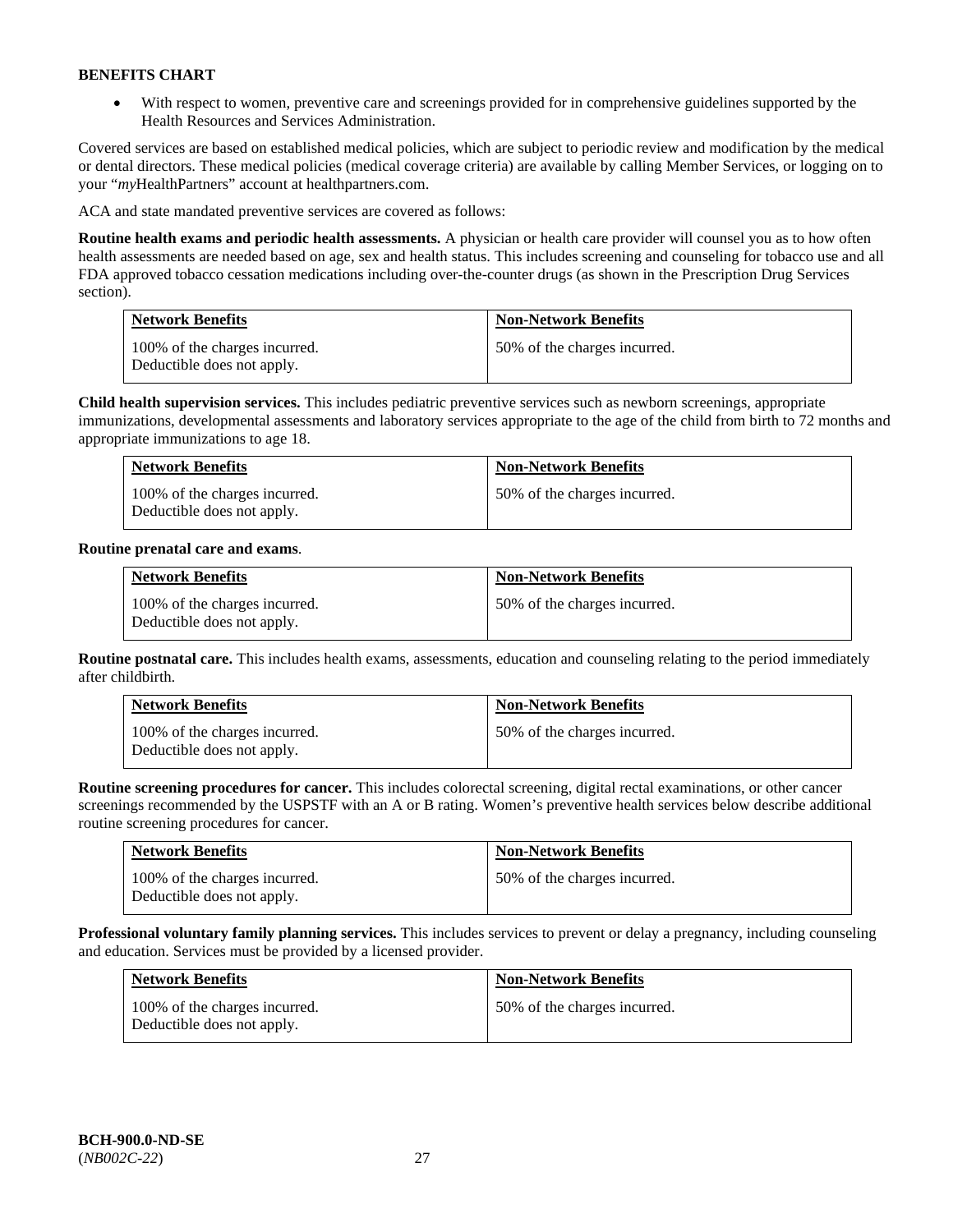**BENEFITS CHART**

- With respect to women, preventive care and screenings provided for in comprehensive guidelines supported by the Health Resources and Services Administration.

Covered services are based on established medical policies, which are subject to periodic review and modification by the medical or dental directors. These medical policies (medical coverage criteria) are available by calling Member Services, or logging on to your "*my*HealthPartners" account at healthpartners.com.

ACA and state mandated preventive services are covered as follows:

**Routine health exams and periodic health assessments.** A physician or health care provider will counsel you as to how often health assessments are needed based on age, sex and health status. This includes screening and counseling for tobacco use and all FDA approved tobacco cessation medications including over-the-counter drugs (as shown in the Prescription Drug Services section).

| Network Benefits | Non-Network Benefits |
|---|---|
| 100% of the charges incurred. Deductible does not apply. | 50% of the charges incurred. |

**Child health supervision services.** This includes pediatric preventive services such as newborn screenings, appropriate immunizations, developmental assessments and laboratory services appropriate to the age of the child from birth to 72 months and appropriate immunizations to age 18.

| Network Benefits | Non-Network Benefits |
|---|---|
| 100% of the charges incurred. Deductible does not apply. | 50% of the charges incurred. |

**Routine prenatal care and exams**.

| Network Benefits | Non-Network Benefits |
|---|---|
| 100% of the charges incurred. Deductible does not apply. | 50% of the charges incurred. |

**Routine postnatal care.** This includes health exams, assessments, education and counseling relating to the period immediately after childbirth.

| Network Benefits | Non-Network Benefits |
|---|---|
| 100% of the charges incurred. Deductible does not apply. | 50% of the charges incurred. |

**Routine screening procedures for cancer.** This includes colorectal screening, digital rectal examinations, or other cancer screenings recommended by the USPSTF with an A or B rating. Women's preventive health services below describe additional routine screening procedures for cancer.

| Network Benefits | Non-Network Benefits |
|---|---|
| 100% of the charges incurred. Deductible does not apply. | 50% of the charges incurred. |

**Professional voluntary family planning services.** This includes services to prevent or delay a pregnancy, including counseling and education. Services must be provided by a licensed provider.

| Network Benefits | Non-Network Benefits |
|---|---|
| 100% of the charges incurred. Deductible does not apply. | 50% of the charges incurred. |

**BCH-900.0-ND-SE**
(*NB002C-22*)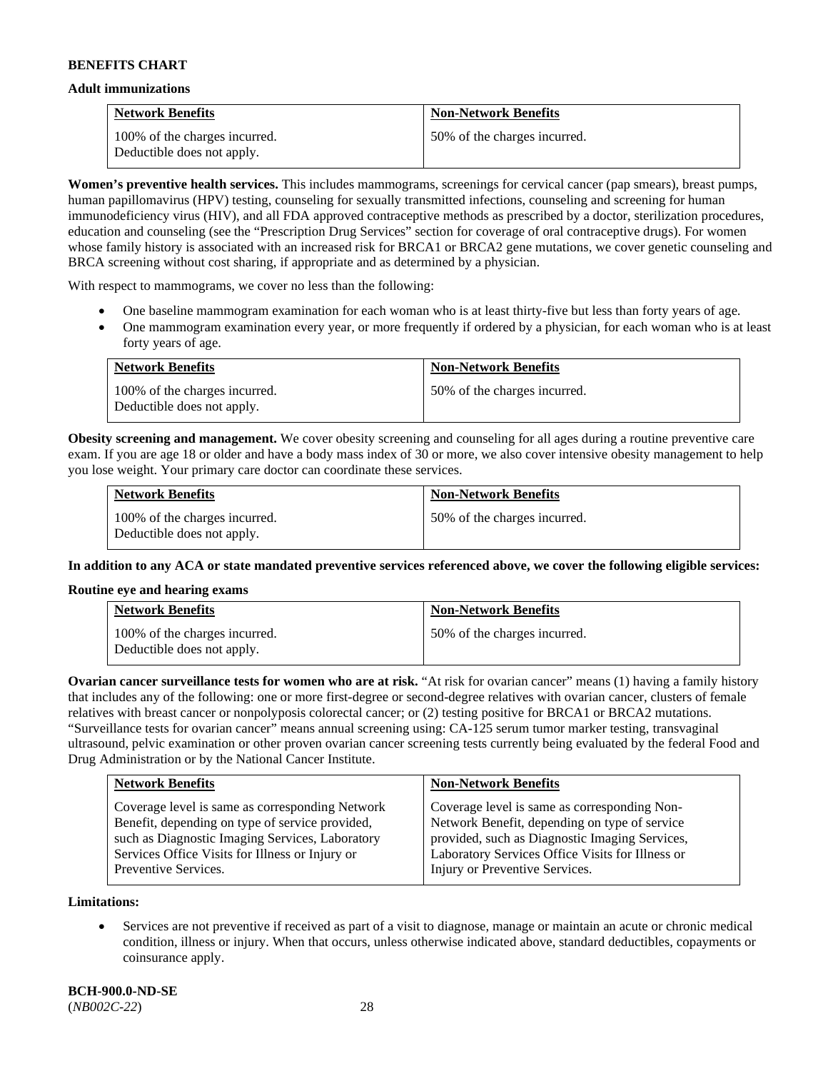**BENEFITS CHART**

**Adult immunizations**

| Network Benefits | Non-Network Benefits |
| --- | --- |
| 100% of the charges incurred. Deductible does not apply. | 50% of the charges incurred. |

**Women's preventive health services.** This includes mammograms, screenings for cervical cancer (pap smears), breast pumps, human papillomavirus (HPV) testing, counseling for sexually transmitted infections, counseling and screening for human immunodeficiency virus (HIV), and all FDA approved contraceptive methods as prescribed by a doctor, sterilization procedures, education and counseling (see the "Prescription Drug Services" section for coverage of oral contraceptive drugs). For women whose family history is associated with an increased risk for BRCA1 or BRCA2 gene mutations, we cover genetic counseling and BRCA screening without cost sharing, if appropriate and as determined by a physician.

With respect to mammograms, we cover no less than the following:

- One baseline mammogram examination for each woman who is at least thirty-five but less than forty years of age.
- One mammogram examination every year, or more frequently if ordered by a physician, for each woman who is at least forty years of age.

| Network Benefits | Non-Network Benefits |
| --- | --- |
| 100% of the charges incurred. Deductible does not apply. | 50% of the charges incurred. |

**Obesity screening and management.** We cover obesity screening and counseling for all ages during a routine preventive care exam. If you are age 18 or older and have a body mass index of 30 or more, we also cover intensive obesity management to help you lose weight. Your primary care doctor can coordinate these services.

| Network Benefits | Non-Network Benefits |
| --- | --- |
| 100% of the charges incurred. Deductible does not apply. | 50% of the charges incurred. |

**In addition to any ACA or state mandated preventive services referenced above, we cover the following eligible services:**

**Routine eye and hearing exams**

| Network Benefits | Non-Network Benefits |
| --- | --- |
| 100% of the charges incurred. Deductible does not apply. | 50% of the charges incurred. |

**Ovarian cancer surveillance tests for women who are at risk.** "At risk for ovarian cancer" means (1) having a family history that includes any of the following: one or more first-degree or second-degree relatives with ovarian cancer, clusters of female relatives with breast cancer or nonpolyposis colorectal cancer; or (2) testing positive for BRCA1 or BRCA2 mutations. "Surveillance tests for ovarian cancer" means annual screening using: CA-125 serum tumor marker testing, transvaginal ultrasound, pelvic examination or other proven ovarian cancer screening tests currently being evaluated by the federal Food and Drug Administration or by the National Cancer Institute.

| Network Benefits | Non-Network Benefits |
| --- | --- |
| Coverage level is same as corresponding Network Benefit, depending on type of service provided, such as Diagnostic Imaging Services, Laboratory Services Office Visits for Illness or Injury or Preventive Services. | Coverage level is same as corresponding Non-Network Benefit, depending on type of service provided, such as Diagnostic Imaging Services, Laboratory Services Office Visits for Illness or Injury or Preventive Services. |

**Limitations:**

- Services are not preventive if received as part of a visit to diagnose, manage or maintain an acute or chronic medical condition, illness or injury. When that occurs, unless otherwise indicated above, standard deductibles, copayments or coinsurance apply.

**BCH-900.0-ND-SE**
(*NB002C-22*)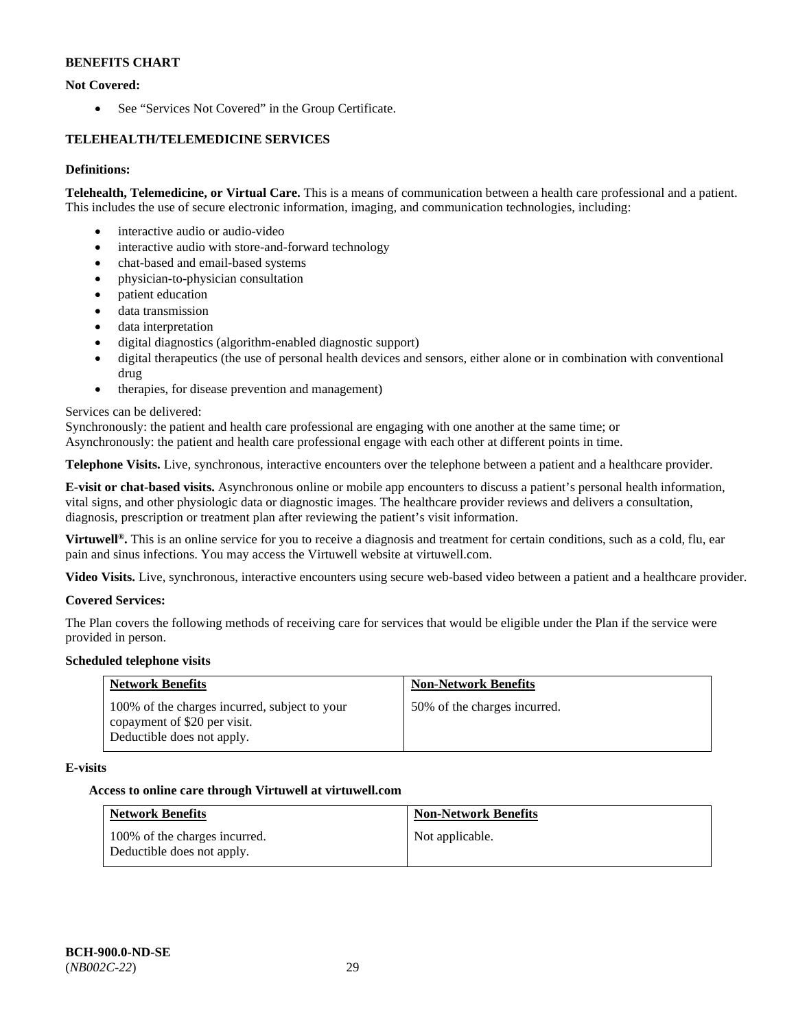**BENEFITS CHART**

**Not Covered:**

- See "Services Not Covered" in the Group Certificate.

**TELEHEALTH/TELEMEDICINE SERVICES**

**Definitions:**

**Telehealth, Telemedicine, or Virtual Care.** This is a means of communication between a health care professional and a patient. This includes the use of secure electronic information, imaging, and communication technologies, including:

- interactive audio or audio-video
- interactive audio with store-and-forward technology
- chat-based and email-based systems
- physician-to-physician consultation
- patient education
- data transmission
- data interpretation
- digital diagnostics (algorithm-enabled diagnostic support)
- digital therapeutics (the use of personal health devices and sensors, either alone or in combination with conventional drug
- therapies, for disease prevention and management)

Services can be delivered:
Synchronously: the patient and health care professional are engaging with one another at the same time; or
Asynchronously: the patient and health care professional engage with each other at different points in time.

**Telephone Visits.** Live, synchronous, interactive encounters over the telephone between a patient and a healthcare provider.

**E-visit or chat-based visits.** Asynchronous online or mobile app encounters to discuss a patient's personal health information, vital signs, and other physiologic data or diagnostic images. The healthcare provider reviews and delivers a consultation, diagnosis, prescription or treatment plan after reviewing the patient's visit information.

**Virtuwell®.** This is an online service for you to receive a diagnosis and treatment for certain conditions, such as a cold, flu, ear pain and sinus infections. You may access the Virtuwell website at virtuwell.com.

**Video Visits.** Live, synchronous, interactive encounters using secure web-based video between a patient and a healthcare provider.

**Covered Services:**

The Plan covers the following methods of receiving care for services that would be eligible under the Plan if the service were provided in person.

**Scheduled telephone visits**

| Network Benefits | Non-Network Benefits |
|---|---|
| 100% of the charges incurred, subject to your copayment of $20 per visit. Deductible does not apply. | 50% of the charges incurred. |

**E-visits**

**Access to online care through Virtuwell at virtuwell.com**

| Network Benefits | Non-Network Benefits |
|---|---|
| 100% of the charges incurred. Deductible does not apply. | Not applicable. |

**BCH-900.0-ND-SE**
(*NB002C-22*)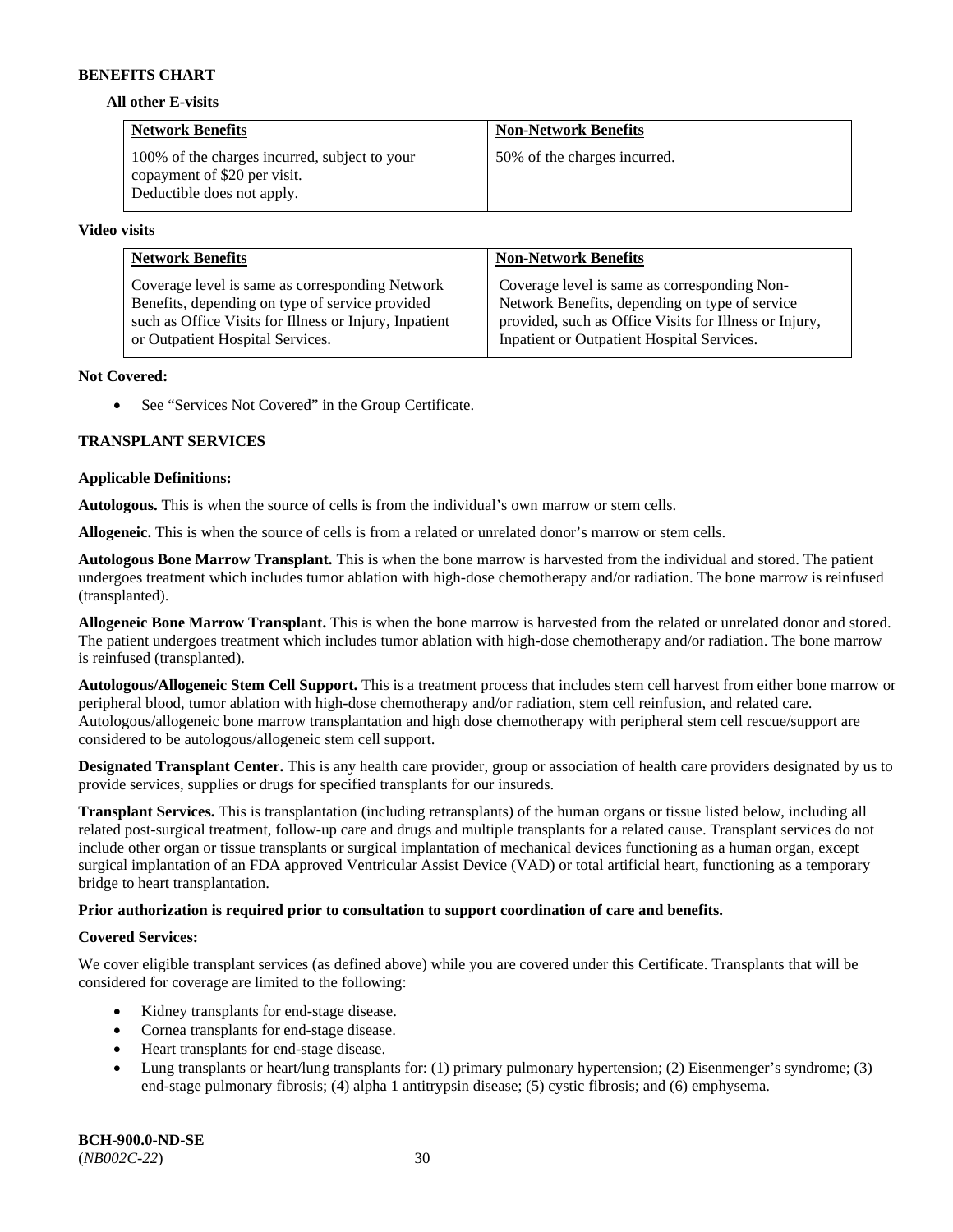**BENEFITS CHART**

**All other E-visits**

| Network Benefits | Non-Network Benefits |
|---|---|
| 100% of the charges incurred, subject to your copayment of $20 per visit. Deductible does not apply. | 50% of the charges incurred. |

**Video visits**

| Network Benefits | Non-Network Benefits |
|---|---|
| Coverage level is same as corresponding Network Benefits, depending on type of service provided such as Office Visits for Illness or Injury, Inpatient or Outpatient Hospital Services. | Coverage level is same as corresponding Non-Network Benefits, depending on type of service provided, such as Office Visits for Illness or Injury, Inpatient or Outpatient Hospital Services. |

**Not Covered:**

- See "Services Not Covered" in the Group Certificate.

**TRANSPLANT SERVICES**

**Applicable Definitions:**

**Autologous.** This is when the source of cells is from the individual's own marrow or stem cells.

**Allogeneic.** This is when the source of cells is from a related or unrelated donor's marrow or stem cells.

**Autologous Bone Marrow Transplant.** This is when the bone marrow is harvested from the individual and stored. The patient undergoes treatment which includes tumor ablation with high-dose chemotherapy and/or radiation. The bone marrow is reinfused (transplanted).

**Allogeneic Bone Marrow Transplant.** This is when the bone marrow is harvested from the related or unrelated donor and stored. The patient undergoes treatment which includes tumor ablation with high-dose chemotherapy and/or radiation. The bone marrow is reinfused (transplanted).

**Autologous/Allogeneic Stem Cell Support.** This is a treatment process that includes stem cell harvest from either bone marrow or peripheral blood, tumor ablation with high-dose chemotherapy and/or radiation, stem cell reinfusion, and related care. Autologous/allogeneic bone marrow transplantation and high dose chemotherapy with peripheral stem cell rescue/support are considered to be autologous/allogeneic stem cell support.

**Designated Transplant Center.** This is any health care provider, group or association of health care providers designated by us to provide services, supplies or drugs for specified transplants for our insureds.

**Transplant Services.** This is transplantation (including retransplants) of the human organs or tissue listed below, including all related post-surgical treatment, follow-up care and drugs and multiple transplants for a related cause. Transplant services do not include other organ or tissue transplants or surgical implantation of mechanical devices functioning as a human organ, except surgical implantation of an FDA approved Ventricular Assist Device (VAD) or total artificial heart, functioning as a temporary bridge to heart transplantation.

**Prior authorization is required prior to consultation to support coordination of care and benefits.**

**Covered Services:**

We cover eligible transplant services (as defined above) while you are covered under this Certificate. Transplants that will be considered for coverage are limited to the following:

- Kidney transplants for end-stage disease.
- Cornea transplants for end-stage disease.
- Heart transplants for end-stage disease.
- Lung transplants or heart/lung transplants for: (1) primary pulmonary hypertension; (2) Eisenmenger's syndrome; (3) end-stage pulmonary fibrosis; (4) alpha 1 antitrypsin disease; (5) cystic fibrosis; and (6) emphysema.

**BCH-900.0-ND-SE**
(*NB002C-22*)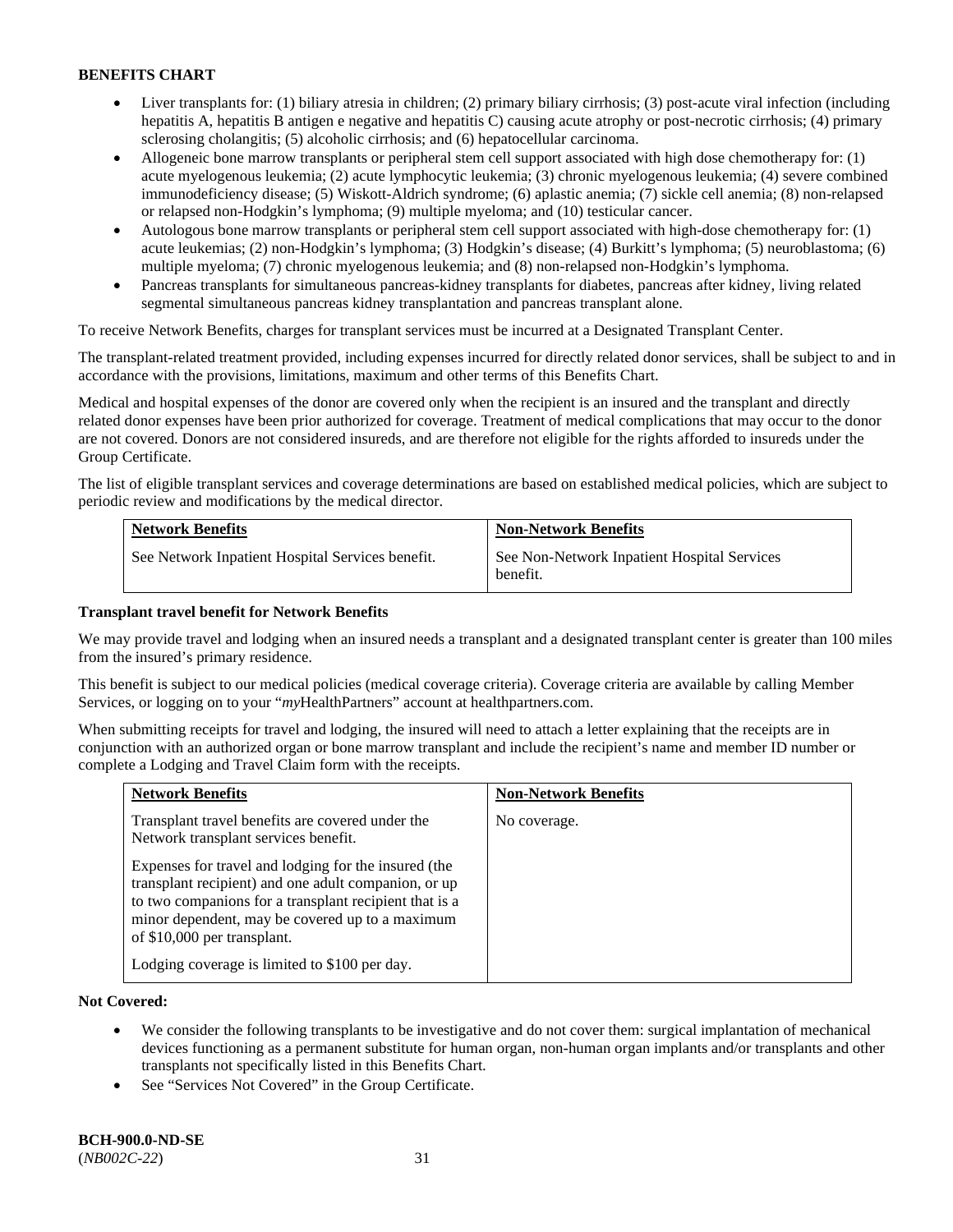**BENEFITS CHART**

- Liver transplants for: (1) biliary atresia in children; (2) primary biliary cirrhosis; (3) post-acute viral infection (including hepatitis A, hepatitis B antigen e negative and hepatitis C) causing acute atrophy or post-necrotic cirrhosis; (4) primary sclerosing cholangitis; (5) alcoholic cirrhosis; and (6) hepatocellular carcinoma.
- Allogeneic bone marrow transplants or peripheral stem cell support associated with high dose chemotherapy for: (1) acute myelogenous leukemia; (2) acute lymphocytic leukemia; (3) chronic myelogenous leukemia; (4) severe combined immunodeficiency disease; (5) Wiskott-Aldrich syndrome; (6) aplastic anemia; (7) sickle cell anemia; (8) non-relapsed or relapsed non-Hodgkin's lymphoma; (9) multiple myeloma; and (10) testicular cancer.
- Autologous bone marrow transplants or peripheral stem cell support associated with high-dose chemotherapy for: (1) acute leukemias; (2) non-Hodgkin's lymphoma; (3) Hodgkin's disease; (4) Burkitt's lymphoma; (5) neuroblastoma; (6) multiple myeloma; (7) chronic myelogenous leukemia; and (8) non-relapsed non-Hodgkin's lymphoma.
- Pancreas transplants for simultaneous pancreas-kidney transplants for diabetes, pancreas after kidney, living related segmental simultaneous pancreas kidney transplantation and pancreas transplant alone.

To receive Network Benefits, charges for transplant services must be incurred at a Designated Transplant Center.

The transplant-related treatment provided, including expenses incurred for directly related donor services, shall be subject to and in accordance with the provisions, limitations, maximum and other terms of this Benefits Chart.

Medical and hospital expenses of the donor are covered only when the recipient is an insured and the transplant and directly related donor expenses have been prior authorized for coverage. Treatment of medical complications that may occur to the donor are not covered. Donors are not considered insureds, and are therefore not eligible for the rights afforded to insureds under the Group Certificate.

The list of eligible transplant services and coverage determinations are based on established medical policies, which are subject to periodic review and modifications by the medical director.

| Network Benefits | Non-Network Benefits |
|---|---|
| See Network Inpatient Hospital Services benefit. | See Non-Network Inpatient Hospital Services benefit. |

**Transplant travel benefit for Network Benefits**

We may provide travel and lodging when an insured needs a transplant and a designated transplant center is greater than 100 miles from the insured's primary residence.

This benefit is subject to our medical policies (medical coverage criteria). Coverage criteria are available by calling Member Services, or logging on to your "*my*HealthPartners" account at healthpartners.com.

When submitting receipts for travel and lodging, the insured will need to attach a letter explaining that the receipts are in conjunction with an authorized organ or bone marrow transplant and include the recipient's name and member ID number or complete a Lodging and Travel Claim form with the receipts.

| Network Benefits | Non-Network Benefits |
|---|---|
| Transplant travel benefits are covered under the Network transplant services benefit.<br><br>Expenses for travel and lodging for the insured (the transplant recipient) and one adult companion, or up to two companions for a transplant recipient that is a minor dependent, may be covered up to a maximum of $10,000 per transplant.<br><br>Lodging coverage is limited to $100 per day. | No coverage. |

**Not Covered:**

- We consider the following transplants to be investigative and do not cover them: surgical implantation of mechanical devices functioning as a permanent substitute for human organ, non-human organ implants and/or transplants and other transplants not specifically listed in this Benefits Chart.
- See "Services Not Covered" in the Group Certificate.

**BCH-900.0-ND-SE**
(*NB002C-22*)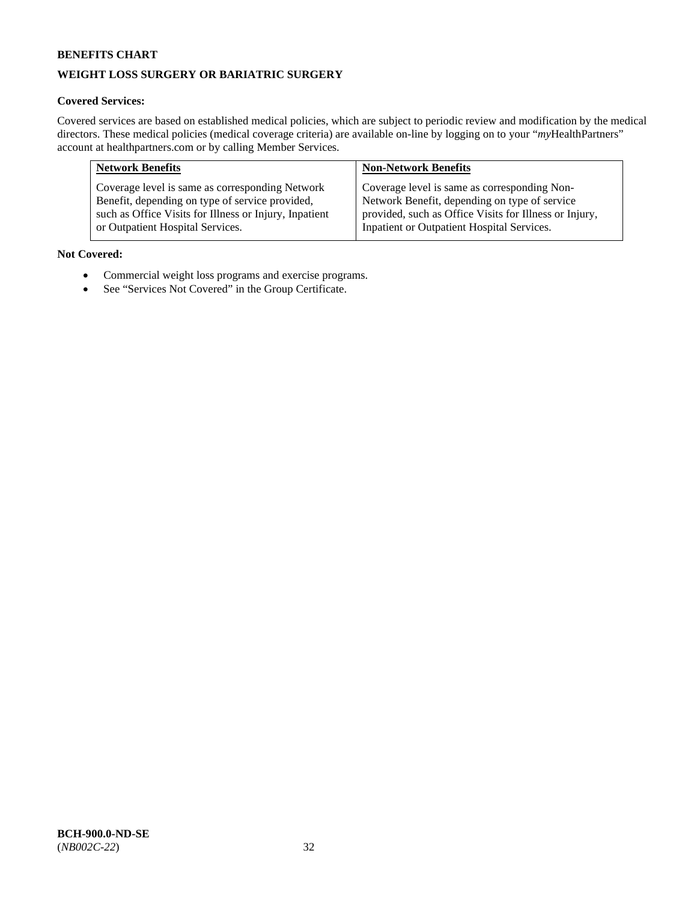**BENEFITS CHART**

**WEIGHT LOSS SURGERY OR BARIATRIC SURGERY**

**Covered Services:**

Covered services are based on established medical policies, which are subject to periodic review and modification by the medical directors. These medical policies (medical coverage criteria) are available on-line by logging on to your "*my*HealthPartners" account at healthpartners.com or by calling Member Services.

| Network Benefits | Non-Network Benefits |
|---|---|
| Coverage level is same as corresponding Network Benefit, depending on type of service provided, such as Office Visits for Illness or Injury, Inpatient or Outpatient Hospital Services. | Coverage level is same as corresponding Non-Network Benefit, depending on type of service provided, such as Office Visits for Illness or Injury, Inpatient or Outpatient Hospital Services. |

**Not Covered:**

- Commercial weight loss programs and exercise programs.
- See "Services Not Covered" in the Group Certificate.

**BCH-900.0-ND-SE**
(*NB002C-22*)